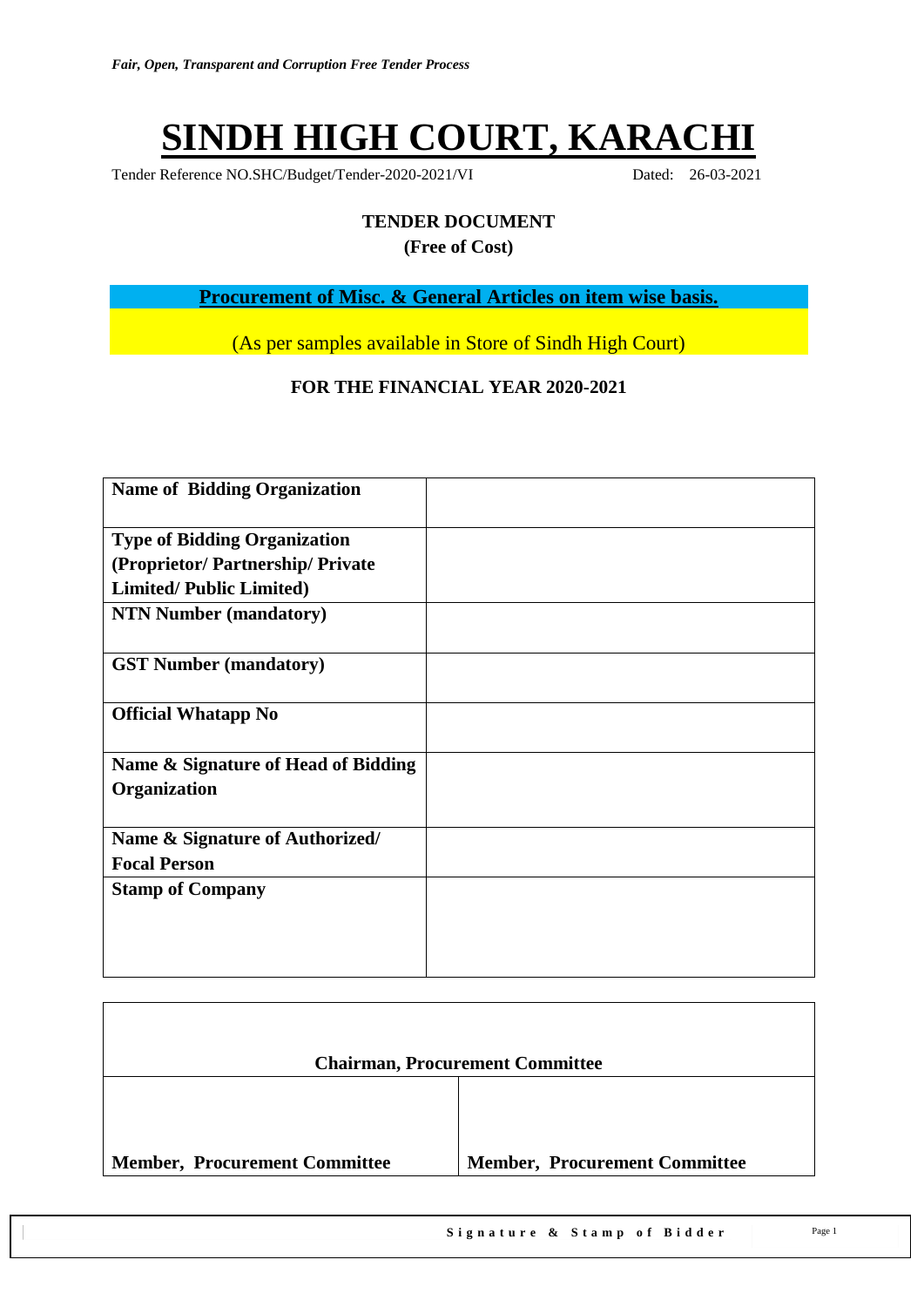*Fair, Open, Transparent and Corruption Free Tender Process*

# SINDH HIGH COURT, KARACHI

Tender Reference NO.SHC/Budget/Tender-2020-2021/VI Dated: 26-03-2021

**TENDER DOCUMENT**

**(Free of Cost)**

**Procurement of Misc. & General Articles on item wise basis.**

(As per samples available in Store of Sindh High Court)

**FOR THE FINANCIAL YEAR 2020-2021**

| | |
|---|---|
| **Name of Bidding Organization** | |
| **Type of Bidding Organization (Proprietor/ Partnership/ Private Limited/ Public Limited)** | |
| **NTN Number (mandatory)** | |
| **GST Number (mandatory)** | |
| **Official Whatapp No** | |
| **Name & Signature of Head of Bidding Organization** | |
| **Name & Signature of Authorized/ Focal Person** | |
| **Stamp of Company** | |

| **Chairman, Procurement Committee** | |
|---|---|
| **Member, Procurement Committee** | **Member, Procurement Committee** |

**Signature & Stamp of Bidder**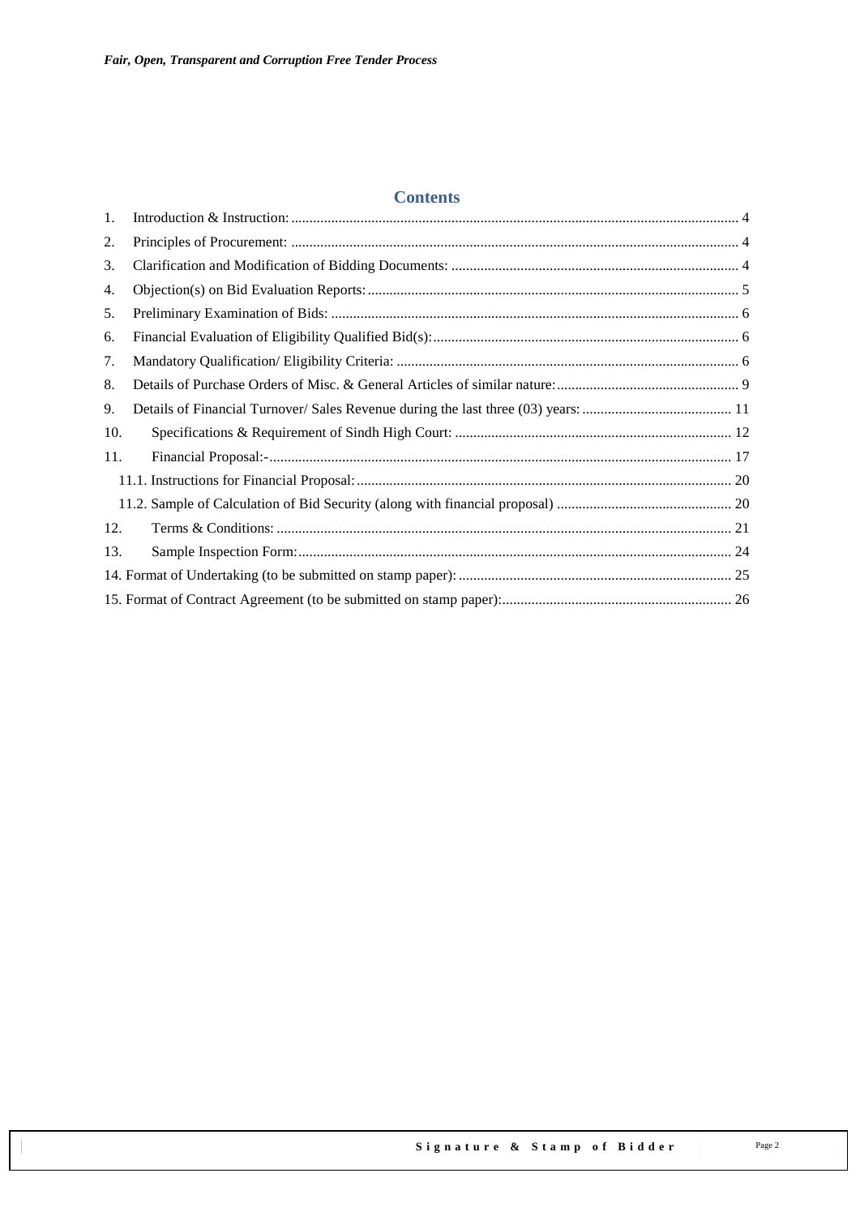## Contents

1. Introduction & Instruction: 4
2. Principles of Procurement: 4
3. Clarification and Modification of Bidding Documents: 4
4. Objection(s) on Bid Evaluation Reports: 5
5. Preliminary Examination of Bids: 6
6. Financial Evaluation of Eligibility Qualified Bid(s): 6
7. Mandatory Qualification/ Eligibility Criteria: 6
8. Details of Purchase Orders of Misc. & General Articles of similar nature: 9
9. Details of Financial Turnover/ Sales Revenue during the last three (03) years: 11
10. Specifications & Requirement of Sindh High Court: 12
11. Financial Proposal:- 17
    - 11.1. Instructions for Financial Proposal: 20
    - 11.2. Sample of Calculation of Bid Security (along with financial proposal) 20
12. Terms & Conditions: 21
13. Sample Inspection Form: 24

14. Format of Undertaking (to be submitted on stamp paper): 25

15. Format of Contract Agreement (to be submitted on stamp paper): 26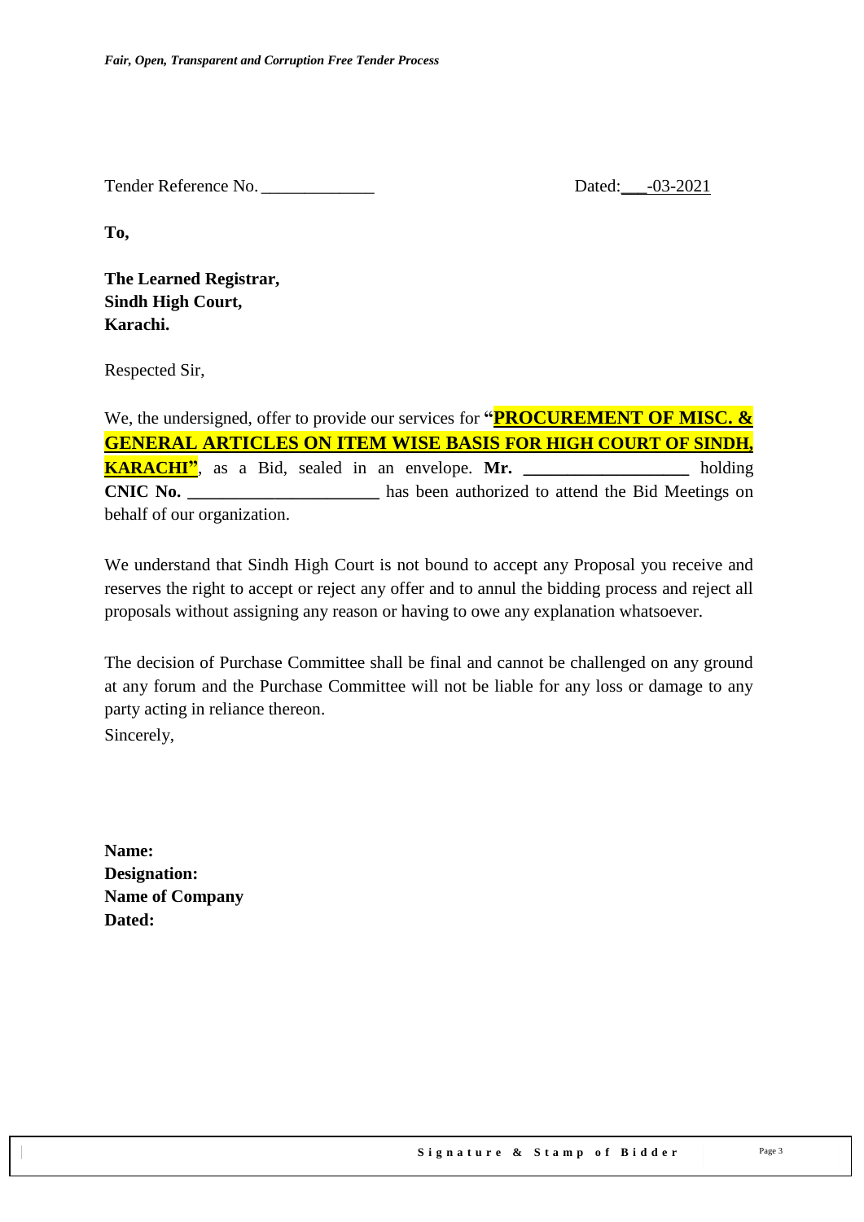Tender Reference No. _____________ Dated: ___-03-2021

**To,**

**The Learned Registrar,**
**Sindh High Court,**
**Karachi.**

Respected Sir,

We, the undersigned, offer to provide our services for **"PROCUREMENT OF MISC. & GENERAL ARTICLES ON ITEM WISE BASIS FOR HIGH COURT OF SINDH, KARACHI"**, as a Bid, sealed in an envelope. **Mr. ___________________** holding **CNIC No. ______________________** has been authorized to attend the Bid Meetings on behalf of our organization.

We understand that Sindh High Court is not bound to accept any Proposal you receive and reserves the right to accept or reject any offer and to annul the bidding process and reject all proposals without assigning any reason or having to owe any explanation whatsoever.

The decision of Purchase Committee shall be final and cannot be challenged on any ground at any forum and the Purchase Committee will not be liable for any loss or damage to any party acting in reliance thereon.

Sincerely,

**Name:**
**Designation:**
**Name of Company**
**Dated:**

**Signature & Stamp of Bidder**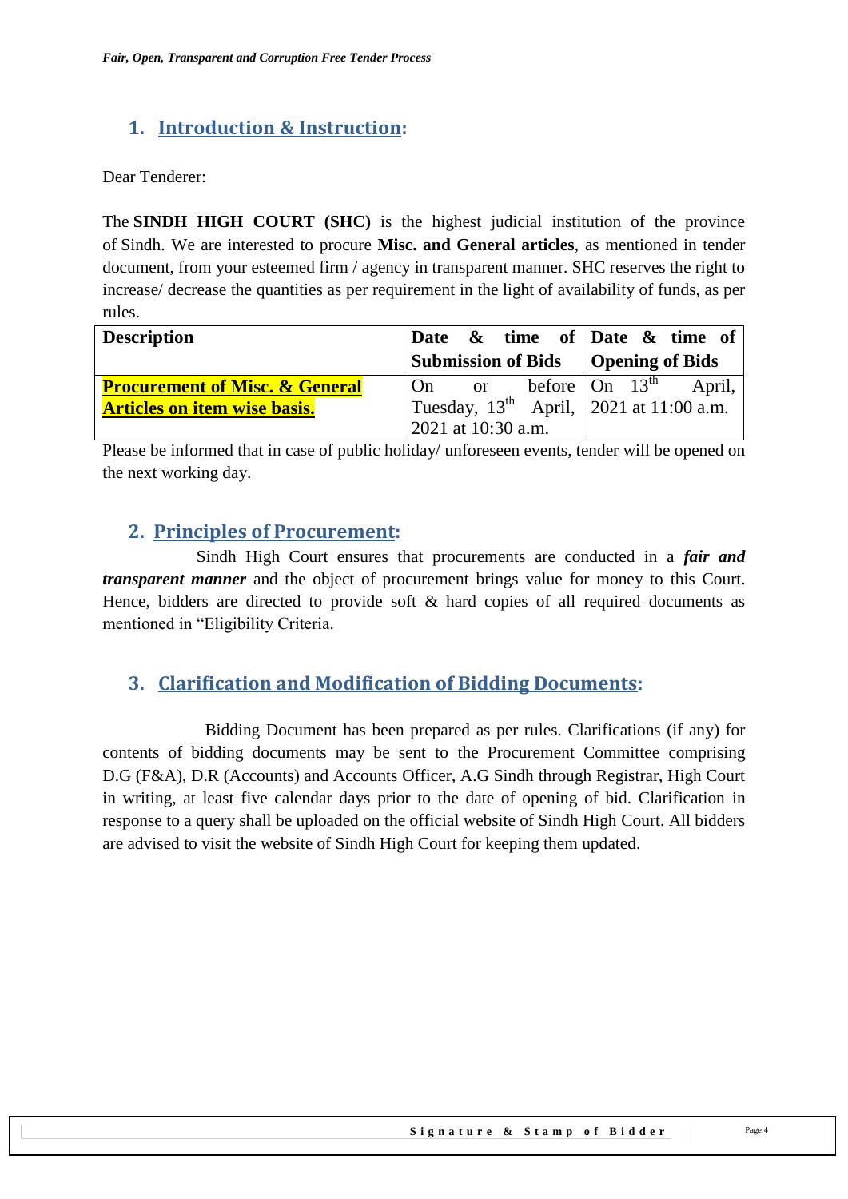## 1. Introduction & Instruction:

Dear Tenderer:

The **SINDH HIGH COURT (SHC)** is the highest judicial institution of the province of Sindh. We are interested to procure **Misc. and General articles**, as mentioned in tender document, from your esteemed firm / agency in transparent manner. SHC reserves the right to increase/ decrease the quantities as per requirement in the light of availability of funds, as per rules.

| **Description** | **Date & time of Submission of Bids** | **Date & time of Opening of Bids** |
|---|---|---|
| **Procurement of Misc. & General Articles on item wise basis.** | On or before Tuesday, 13th April, 2021 at 10:30 a.m. | On 13th April, 2021 at 11:00 a.m. |

Please be informed that in case of public holiday/ unforeseen events, tender will be opened on the next working day.

## 2. Principles of Procurement:

Sindh High Court ensures that procurements are conducted in a ***fair and transparent manner*** and the object of procurement brings value for money to this Court. Hence, bidders are directed to provide soft & hard copies of all required documents as mentioned in "Eligibility Criteria.

## 3. Clarification and Modification of Bidding Documents:

Bidding Document has been prepared as per rules. Clarifications (if any) for contents of bidding documents may be sent to the Procurement Committee comprising D.G (F&A), D.R (Accounts) and Accounts Officer, A.G Sindh through Registrar, High Court in writing, at least five calendar days prior to the date of opening of bid. Clarification in response to a query shall be uploaded on the official website of Sindh High Court. All bidders are advised to visit the website of Sindh High Court for keeping them updated.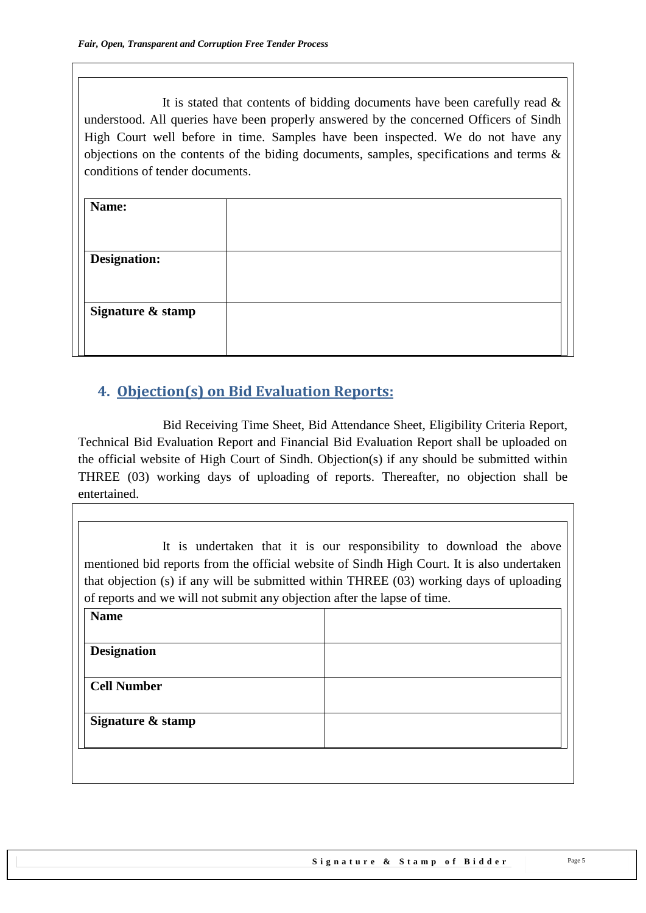It is stated that contents of bidding documents have been carefully read & understood. All queries have been properly answered by the concerned Officers of Sindh High Court well before in time. Samples have been inspected. We do not have any objections on the contents of the biding documents, samples, specifications and terms & conditions of tender documents.

| **Name:** | |
|---|---|
| **Designation:** | |
| **Signature & stamp** | |

## 4. Objection(s) on Bid Evaluation Reports:

Bid Receiving Time Sheet, Bid Attendance Sheet, Eligibility Criteria Report, Technical Bid Evaluation Report and Financial Bid Evaluation Report shall be uploaded on the official website of High Court of Sindh. Objection(s) if any should be submitted within THREE (03) working days of uploading of reports. Thereafter, no objection shall be entertained.

It is undertaken that it is our responsibility to download the above mentioned bid reports from the official website of Sindh High Court. It is also undertaken that objection (s) if any will be submitted within THREE (03) working days of uploading of reports and we will not submit any objection after the lapse of time.

| **Name** | |
|---|---|
| **Designation** | |
| **Cell Number** | |
| **Signature & stamp** | |

**Signature & Stamp of Bidder**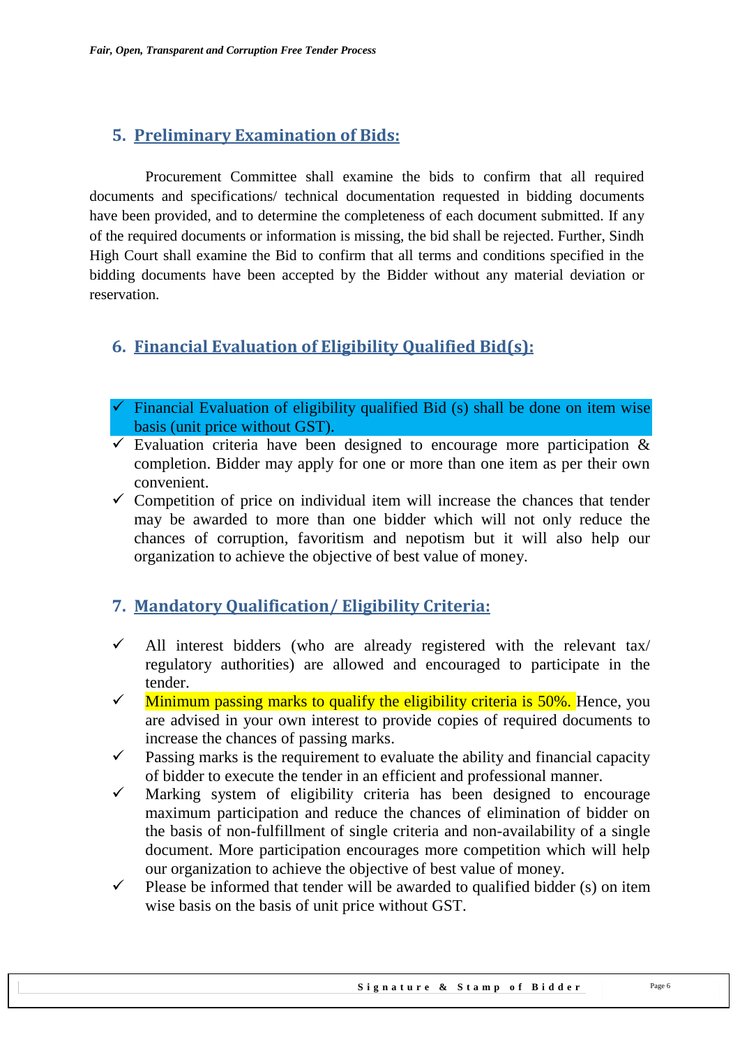## 5. Preliminary Examination of Bids:

Procurement Committee shall examine the bids to confirm that all required documents and specifications/ technical documentation requested in bidding documents have been provided, and to determine the completeness of each document submitted. If any of the required documents or information is missing, the bid shall be rejected. Further, Sindh High Court shall examine the Bid to confirm that all terms and conditions specified in the bidding documents have been accepted by the Bidder without any material deviation or reservation.

## 6. Financial Evaluation of Eligibility Qualified Bid(s):

- ✓ Financial Evaluation of eligibility qualified Bid (s) shall be done on item wise basis (unit price without GST).
- ✓ Evaluation criteria have been designed to encourage more participation & completion. Bidder may apply for one or more than one item as per their own convenient.
- ✓ Competition of price on individual item will increase the chances that tender may be awarded to more than one bidder which will not only reduce the chances of corruption, favoritism and nepotism but it will also help our organization to achieve the objective of best value of money.

## 7. Mandatory Qualification/ Eligibility Criteria:

- ✓ All interest bidders (who are already registered with the relevant tax/ regulatory authorities) are allowed and encouraged to participate in the tender.
- ✓ Minimum passing marks to qualify the eligibility criteria is 50%. Hence, you are advised in your own interest to provide copies of required documents to increase the chances of passing marks.
- ✓ Passing marks is the requirement to evaluate the ability and financial capacity of bidder to execute the tender in an efficient and professional manner.
- ✓ Marking system of eligibility criteria has been designed to encourage maximum participation and reduce the chances of elimination of bidder on the basis of non-fulfillment of single criteria and non-availability of a single document. More participation encourages more competition which will help our organization to achieve the objective of best value of money.
- ✓ Please be informed that tender will be awarded to qualified bidder (s) on item wise basis on the basis of unit price without GST.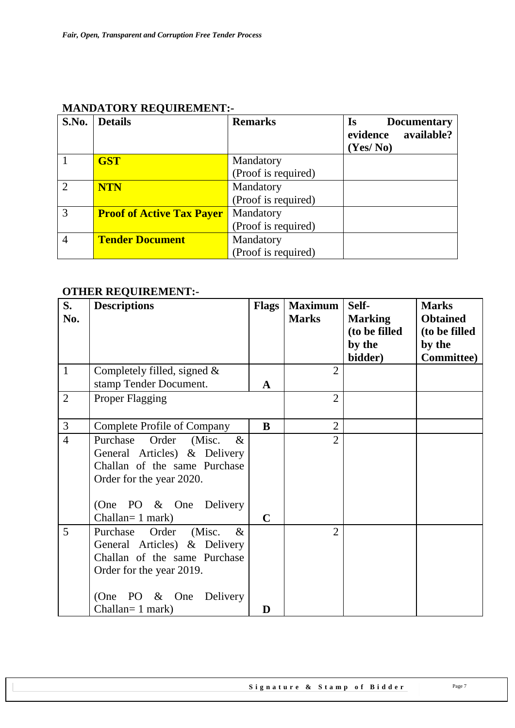## MANDATORY REQUIREMENT:-

| S.No. | Details | Remarks | Is Documentary evidence available? (Yes/ No) |
|---|---|---|---|
| 1 | **GST** | Mandatory (Proof is required) | |
| 2 | **NTN** | Mandatory (Proof is required) | |
| 3 | **Proof of Active Tax Payer** | Mandatory (Proof is required) | |
| 4 | **Tender Document** | Mandatory (Proof is required) | |

## OTHER REQUIREMENT:-

| S. No. | Descriptions | Flags | Maximum Marks | Self-Marking (to be filled by the bidder) | Marks Obtained (to be filled by the Committee) |
|---|---|---|---|---|---|
| 1 | Completely filled, signed & stamp Tender Document. | **A** | 2 | | |
| 2 | Proper Flagging | | 2 | | |
| 3 | Complete Profile of Company | **B** | 2 | | |
| 4 | Purchase Order (Misc. & General Articles) & Delivery Challan of the same Purchase Order for the year 2020.<br><br>(One PO & One Delivery Challan= 1 mark) | **C** | 2 | | |
| 5 | Purchase Order (Misc. & General Articles) & Delivery Challan of the same Purchase Order for the year 2019.<br><br>(One PO & One Delivery Challan= 1 mark) | **D** | 2 | | |

**Signature & Stamp of Bidder**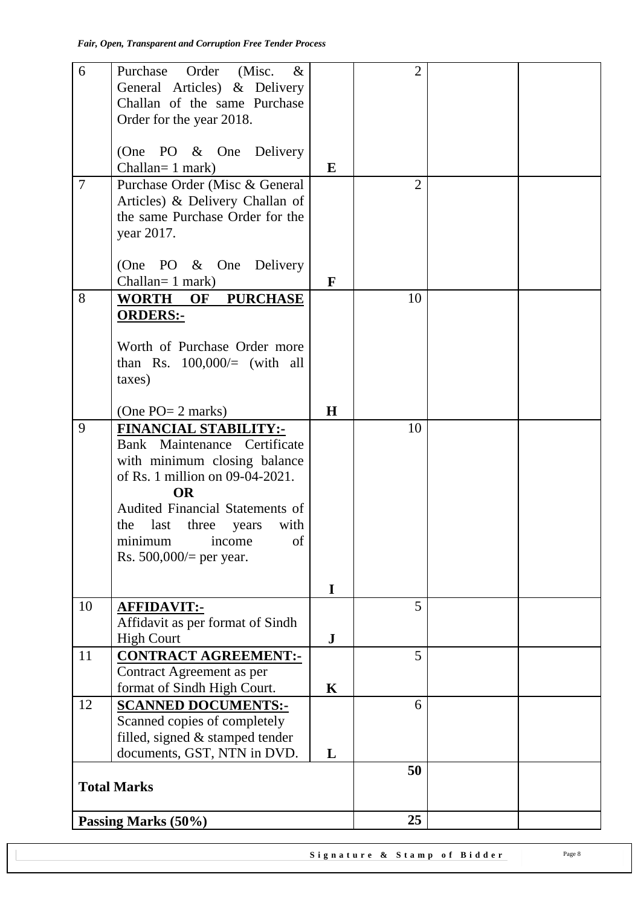| 6 | Purchase Order (Misc. & General Articles) & Delivery Challan of the same Purchase Order for the year 2018.<br><br>(One PO & One Delivery Challan= 1 mark) | **E** | 2 | | |
|---|---|---|---|---|---|
| 7 | Purchase Order (Misc & General Articles) & Delivery Challan of the same Purchase Order for the year 2017.<br><br>(One PO & One Delivery Challan= 1 mark) | **F** | 2 | | |
| 8 | **WORTH OF PURCHASE ORDERS:-**<br><br>Worth of Purchase Order more than Rs. 100,000/= (with all taxes)<br><br>(One PO= 2 marks) | **H** | 10 | | |
| 9 | **FINANCIAL STABILITY:-**<br>Bank Maintenance Certificate with minimum closing balance of Rs. 1 million on 09-04-2021.<br>**OR**<br>Audited Financial Statements of the last three years with minimum income of Rs. 500,000/= per year. | **I** | 10 | | |
| 10 | **AFFIDAVIT:-**<br>Affidavit as per format of Sindh High Court | **J** | 5 | | |
| 11 | **CONTRACT AGREEMENT:-**<br>Contract Agreement as per format of Sindh High Court. | **K** | 5 | | |
| 12 | **SCANNED DOCUMENTS:-**<br>Scanned copies of completely filled, signed & stamped tender documents, GST, NTN in DVD. | **L** | 6 | | |
| **Total Marks** | | | **50** | | |
| **Passing Marks (50%)** | | | **25** | | |

**Signature & Stamp of Bidder**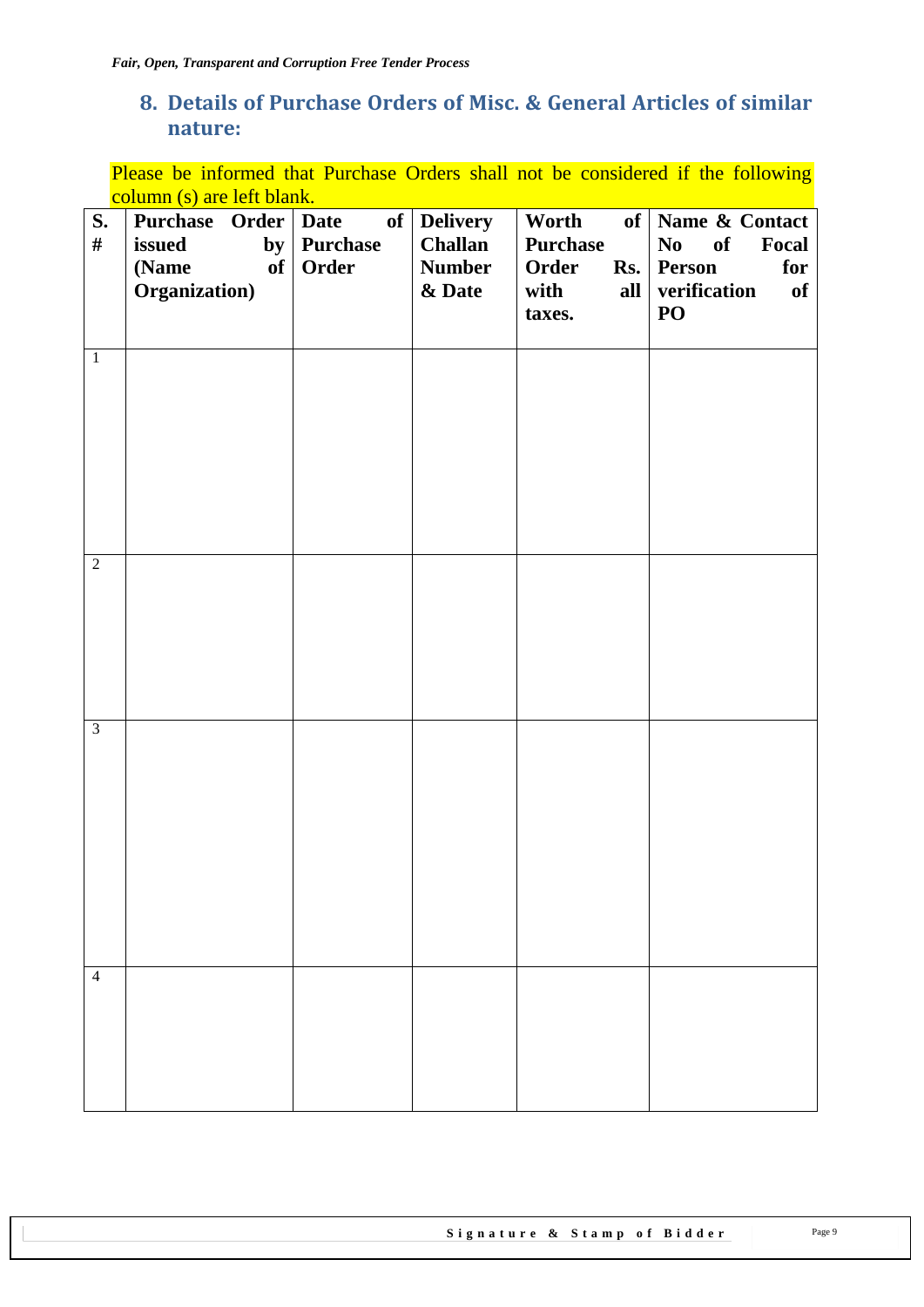## 8. Details of Purchase Orders of Misc. & General Articles of similar nature:

Please be informed that Purchase Orders shall not be considered if the following column (s) are left blank.

| S. # | Purchase Order issued by (Name of Organization) | Date of Purchase Order | Delivery Challan Number & Date | Worth of Purchase Order Rs. with all taxes. | Name & Contact No of Focal Person for verification of PO |
|---|---|---|---|---|---|
| 1 | | | | | |
| 2 | | | | | |
| 3 | | | | | |
| 4 | | | | | |

**Signature & Stamp of Bidder**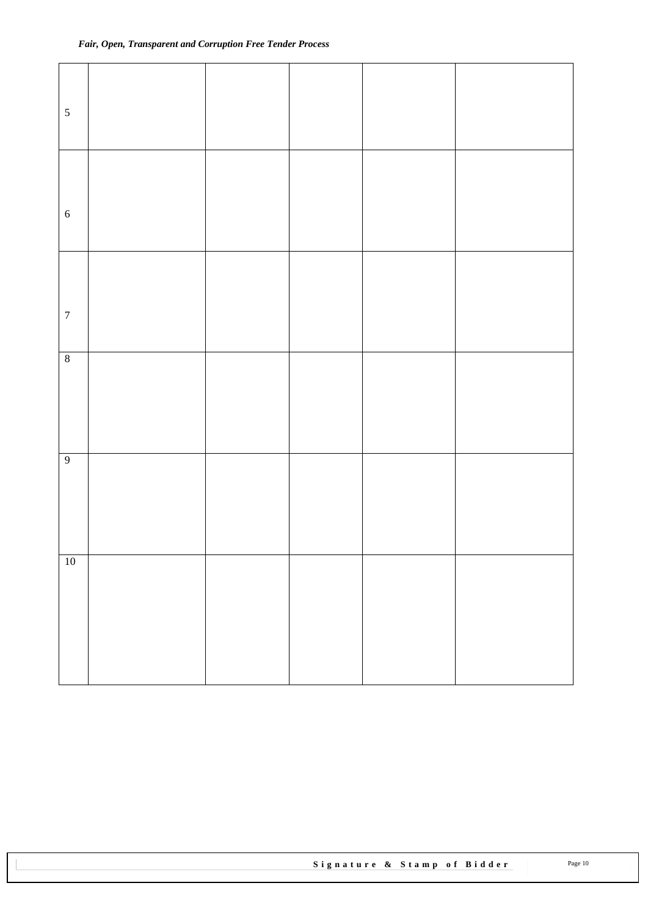| | | | | | |
|---|---|---|---|---|---|
| 5 | | | | | |
| 6 | | | | | |
| 7 | | | | | |
| 8 | | | | | |
| 9 | | | | | |
| 10 | | | | | |

**Signature & Stamp of Bidder**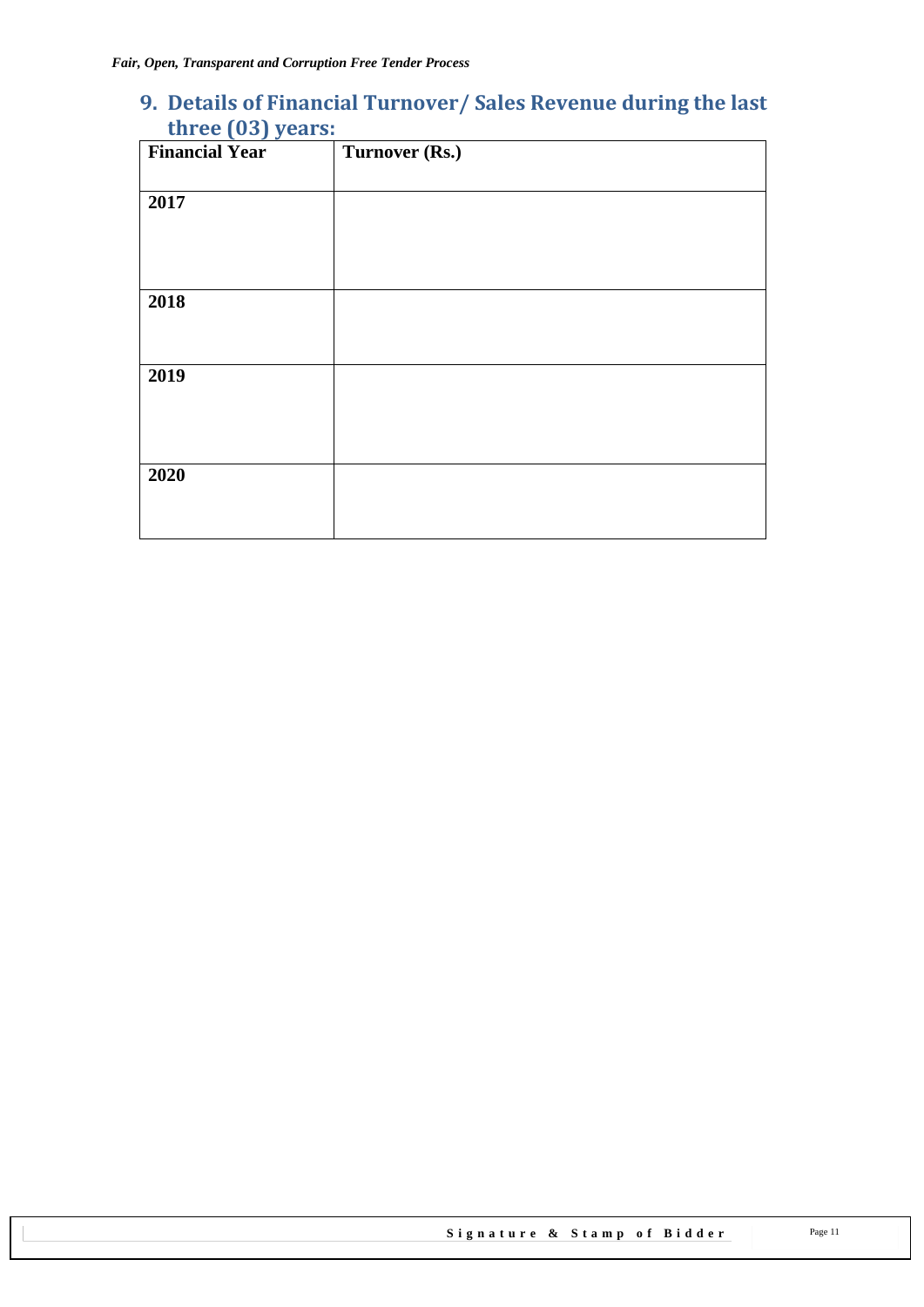## 9. Details of Financial Turnover/ Sales Revenue during the last three (03) years:

| Financial Year | Turnover (Rs.) |
|---|---|
| 2017 | |
| 2018 | |
| 2019 | |
| 2020 | |

**Signature & Stamp of Bidder**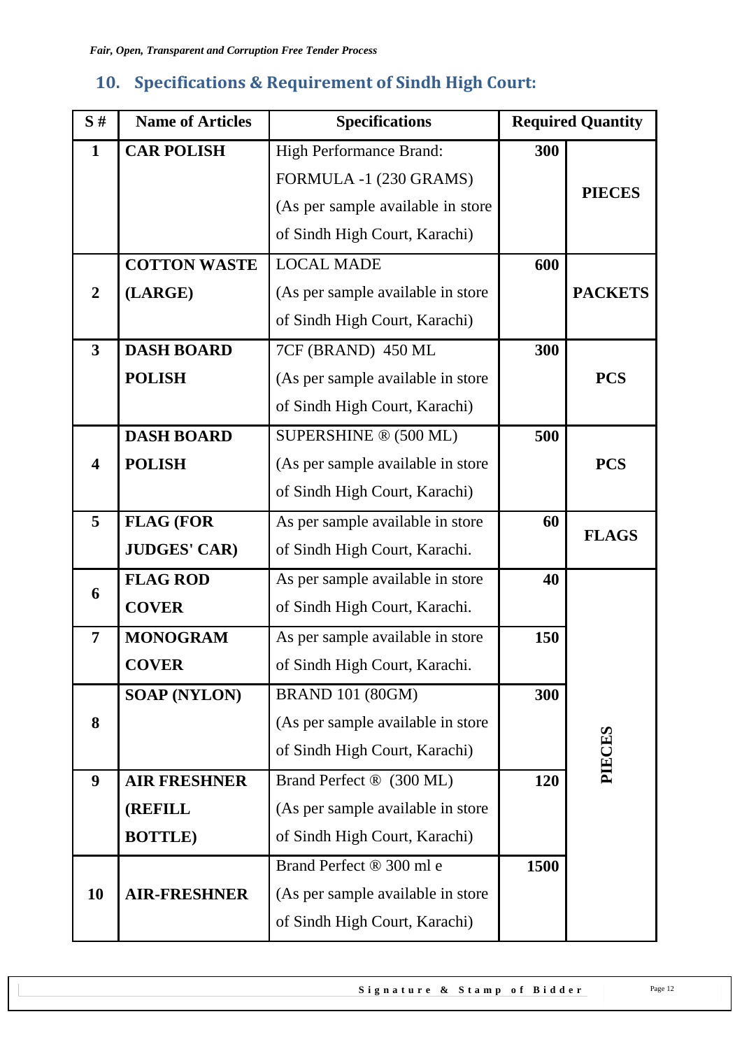## 10. Specifications & Requirement of Sindh High Court:

| S # | Name of Articles | Specifications | Required Quantity | |
|---|---|---|---|---|
| 1 | **CAR POLISH** | High Performance Brand: FORMULA -1 (230 GRAMS) (As per sample available in store of Sindh High Court, Karachi) | **300** | **PIECES** |
| 2 | **COTTON WASTE (LARGE)** | LOCAL MADE (As per sample available in store of Sindh High Court, Karachi) | **600** | **PACKETS** |
| 3 | **DASH BOARD POLISH** | 7CF (BRAND) 450 ML (As per sample available in store of Sindh High Court, Karachi) | **300** | **PCS** |
| 4 | **DASH BOARD POLISH** | SUPERSHINE ® (500 ML) (As per sample available in store of Sindh High Court, Karachi) | **500** | **PCS** |
| 5 | **FLAG (FOR JUDGES' CAR)** | As per sample available in store of Sindh High Court, Karachi. | **60** | **FLAGS** |
| 6 | **FLAG ROD COVER** | As per sample available in store of Sindh High Court, Karachi. | **40** | **PIECES** |
| 7 | **MONOGRAM COVER** | As per sample available in store of Sindh High Court, Karachi. | **150** | |
| 8 | **SOAP (NYLON)** | BRAND 101 (80GM) (As per sample available in store of Sindh High Court, Karachi) | **300** | |
| 9 | **AIR FRESHNER (REFILL BOTTLE)** | Brand Perfect ® (300 ML) (As per sample available in store of Sindh High Court, Karachi) | **120** | |
| 10 | **AIR-FRESHNER** | Brand Perfect ® 300 ml e (As per sample available in store of Sindh High Court, Karachi) | **1500** | |

**Signature & Stamp of Bidder**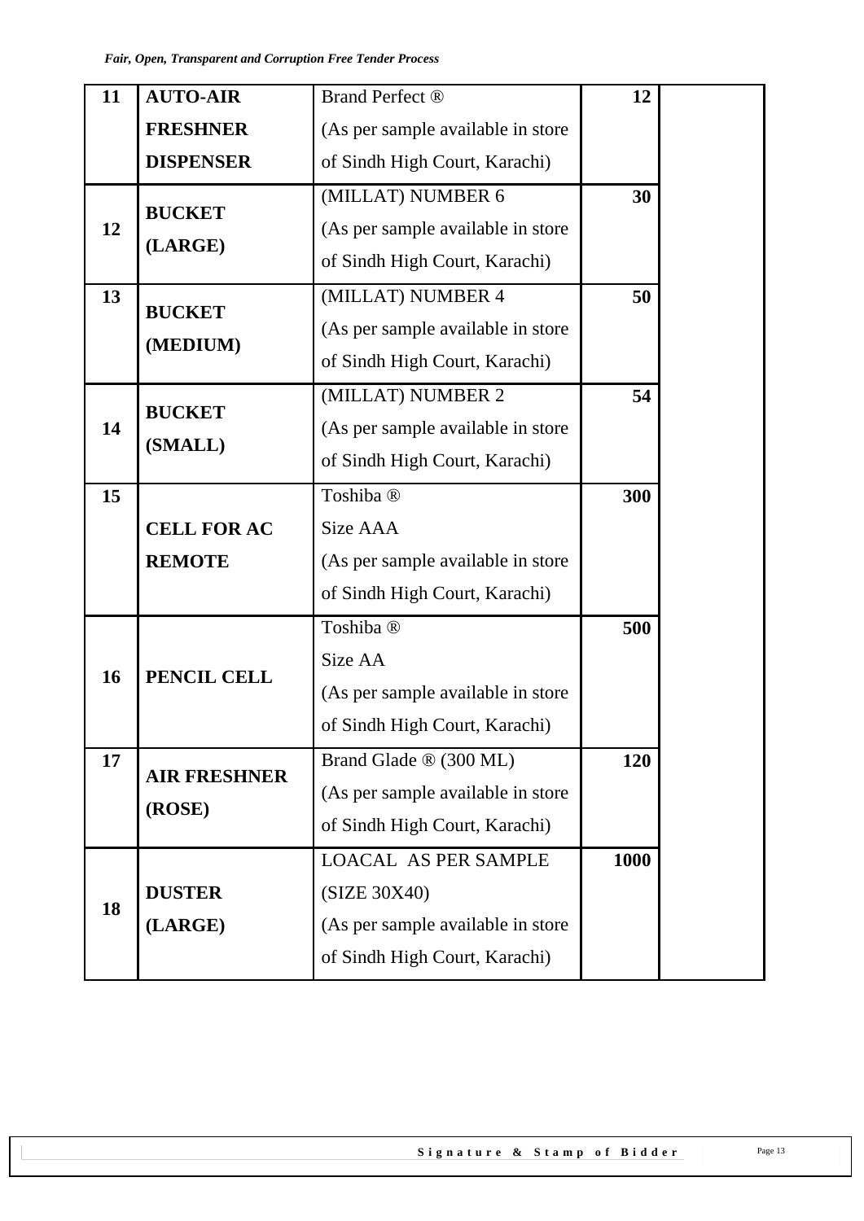| 11 | **AUTO-AIR FRESHNER DISPENSER** | Brand Perfect ® (As per sample available in store of Sindh High Court, Karachi) | **12** | |
|---|---|---|---|---|
| **12** | **BUCKET (LARGE)** | (MILLAT) NUMBER 6 (As per sample available in store of Sindh High Court, Karachi) | **30** | |
| **13** | **BUCKET (MEDIUM)** | (MILLAT) NUMBER 4 (As per sample available in store of Sindh High Court, Karachi) | **50** | |
| **14** | **BUCKET (SMALL)** | (MILLAT) NUMBER 2 (As per sample available in store of Sindh High Court, Karachi) | **54** | |
| **15** | **CELL FOR AC REMOTE** | Toshiba ® Size AAA (As per sample available in store of Sindh High Court, Karachi) | **300** | |
| **16** | **PENCIL CELL** | Toshiba ® Size AA (As per sample available in store of Sindh High Court, Karachi) | **500** | |
| **17** | **AIR FRESHNER (ROSE)** | Brand Glade ® (300 ML) (As per sample available in store of Sindh High Court, Karachi) | **120** | |
| **18** | **DUSTER (LARGE)** | LOACAL AS PER SAMPLE (SIZE 30X40) (As per sample available in store of Sindh High Court, Karachi) | **1000** | |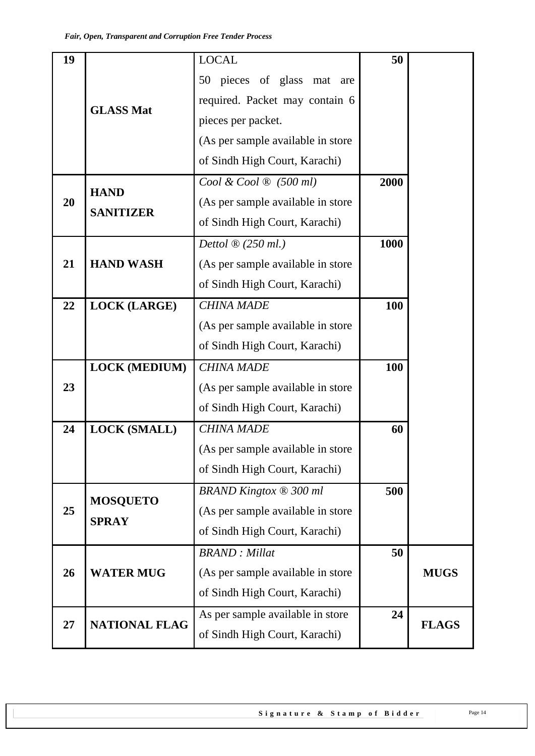| 19 | **GLASS Mat** | LOCAL 50 pieces of glass mat are required. Packet may contain 6 pieces per packet. (As per sample available in store of Sindh High Court, Karachi) | **50** | |
|---|---|---|---|---|
| 20 | **HAND SANITIZER** | *Cool & Cool ® (500 ml)* (As per sample available in store of Sindh High Court, Karachi) | **2000** | |
| 21 | **HAND WASH** | *Dettol ® (250 ml.)* (As per sample available in store of Sindh High Court, Karachi) | **1000** | |
| 22 | **LOCK (LARGE)** | *CHINA MADE* (As per sample available in store of Sindh High Court, Karachi) | **100** | |
| 23 | **LOCK (MEDIUM)** | *CHINA MADE* (As per sample available in store of Sindh High Court, Karachi) | **100** | |
| 24 | **LOCK (SMALL)** | *CHINA MADE* (As per sample available in store of Sindh High Court, Karachi) | **60** | |
| 25 | **MOSQUETO SPRAY** | *BRAND Kingtox ® 300 ml* (As per sample available in store of Sindh High Court, Karachi) | **500** | |
| 26 | **WATER MUG** | *BRAND : Millat* (As per sample available in store of Sindh High Court, Karachi) | **50** | **MUGS** |
| 27 | **NATIONAL FLAG** | As per sample available in store of Sindh High Court, Karachi) | **24** | **FLAGS** |

**Signature & Stamp of Bidder**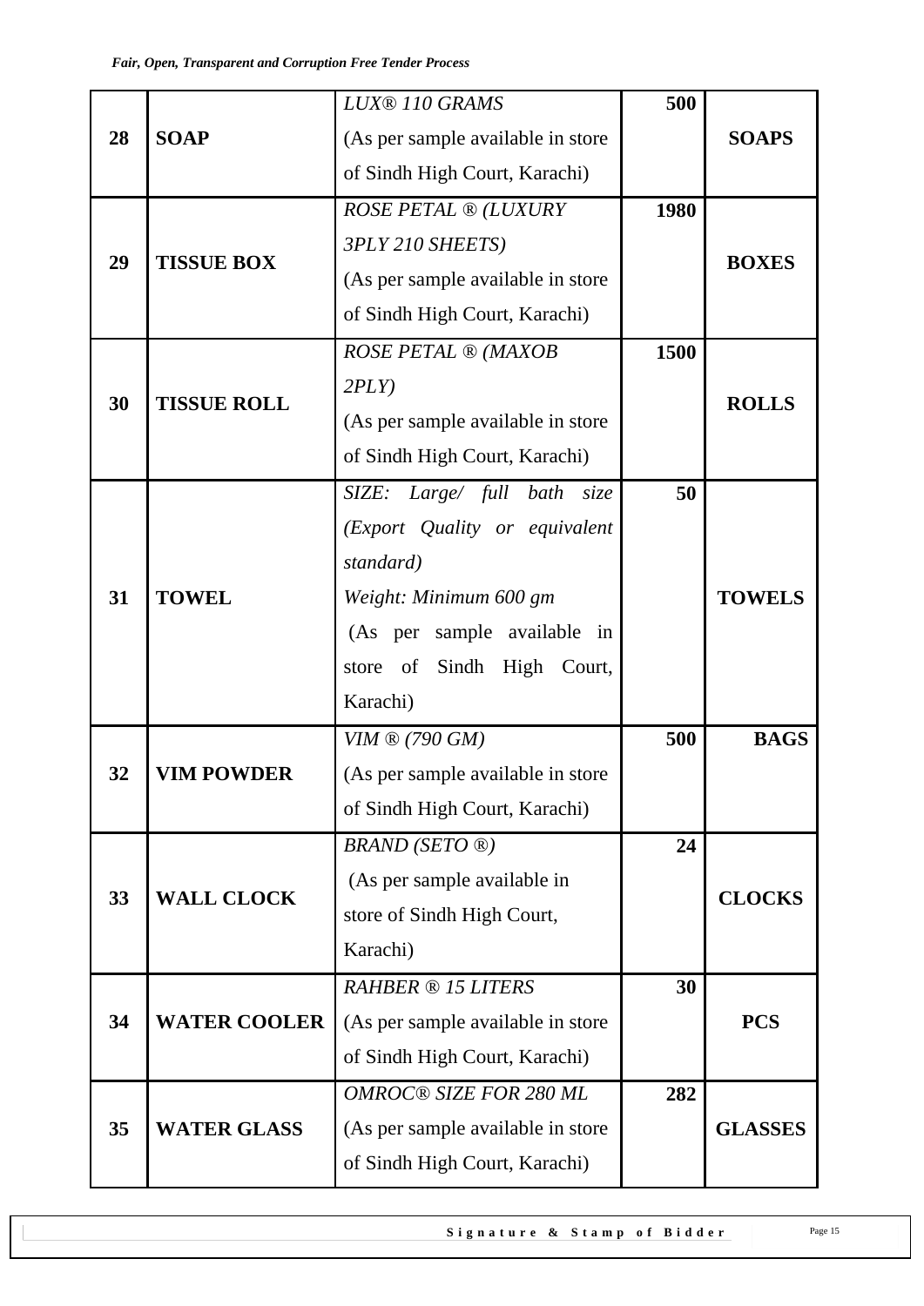| 28 | **SOAP** | *LUX® 110 GRAMS* (As per sample available in store of Sindh High Court, Karachi) | **500** | **SOAPS** |
|---|---|---|---|---|
| 29 | **TISSUE BOX** | *ROSE PETAL ® (LUXURY 3PLY 210 SHEETS)* (As per sample available in store of Sindh High Court, Karachi) | **1980** | **BOXES** |
| 30 | **TISSUE ROLL** | *ROSE PETAL ® (MAXOB 2PLY)* (As per sample available in store of Sindh High Court, Karachi) | **1500** | **ROLLS** |
| 31 | **TOWEL** | *SIZE: Large/ full bath size (Export Quality or equivalent standard)* *Weight: Minimum 600 gm* (As per sample available in store of Sindh High Court, Karachi) | **50** | **TOWELS** |
| 32 | **VIM POWDER** | *VIM ® (790 GM)* (As per sample available in store of Sindh High Court, Karachi) | **500** | **BAGS** |
| 33 | **WALL CLOCK** | *BRAND (SETO ®)* (As per sample available in store of Sindh High Court, Karachi) | **24** | **CLOCKS** |
| 34 | **WATER COOLER** | *RAHBER ® 15 LITERS* (As per sample available in store of Sindh High Court, Karachi) | **30** | **PCS** |
| 35 | **WATER GLASS** | *OMROC® SIZE FOR 280 ML* (As per sample available in store of Sindh High Court, Karachi) | **282** | **GLASSES** |

**Signature & Stamp of Bidder**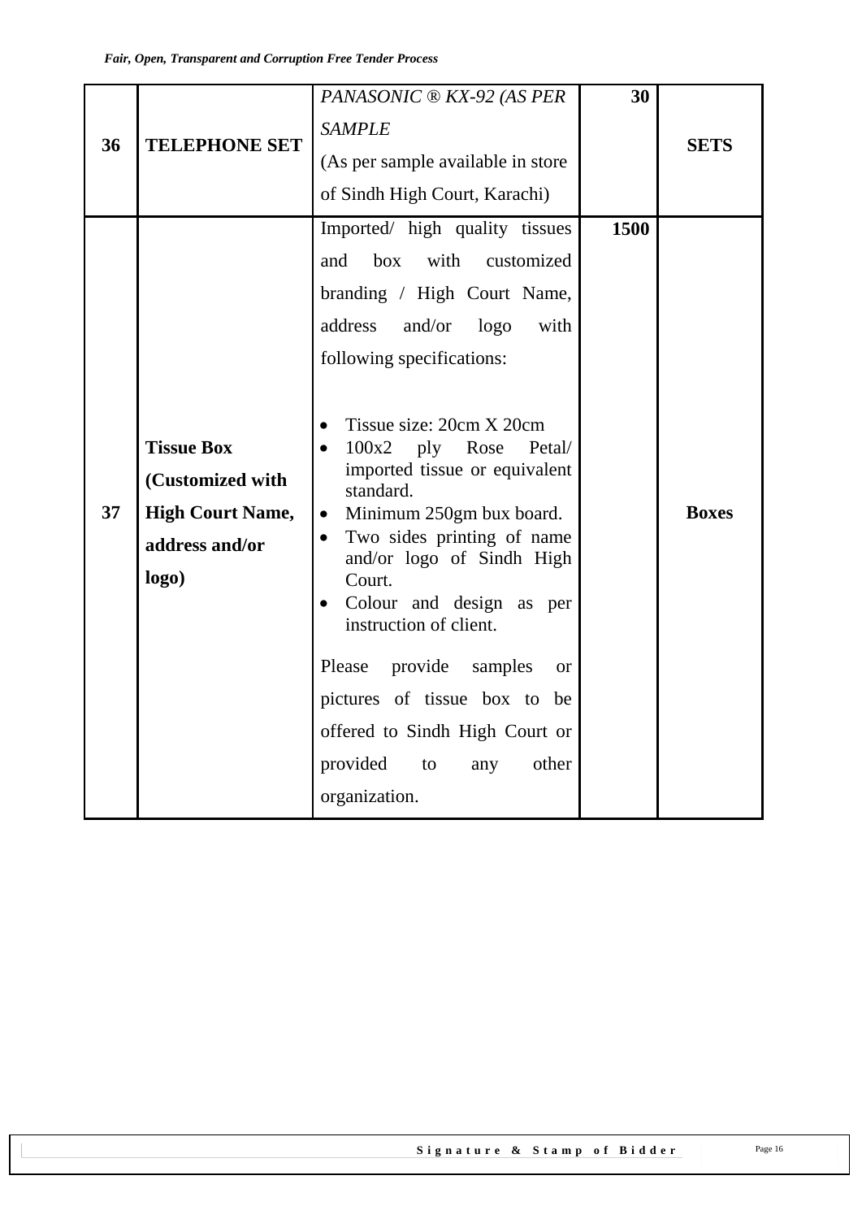| 36 | **TELEPHONE SET** | *PANASONIC ® KX-92 (AS PER SAMPLE*<br>(As per sample available in store of Sindh High Court, Karachi) | **30** | **SETS** |
|---|---|---|---|---|
| 37 | **Tissue Box (Customized with High Court Name, address and/or logo)** | Imported/ high quality tissues and box with customized branding / High Court Name, address and/or logo with following specifications:<br><br>• Tissue size: 20cm X 20cm<br>• 100x2 ply Rose Petal/ imported tissue or equivalent standard.<br>• Minimum 250gm bux board.<br>• Two sides printing of name and/or logo of Sindh High Court.<br>• Colour and design as per instruction of client.<br><br>Please provide samples or pictures of tissue box to be offered to Sindh High Court or provided to any other organization. | **1500** | **Boxes** |

**Signature & Stamp of Bidder**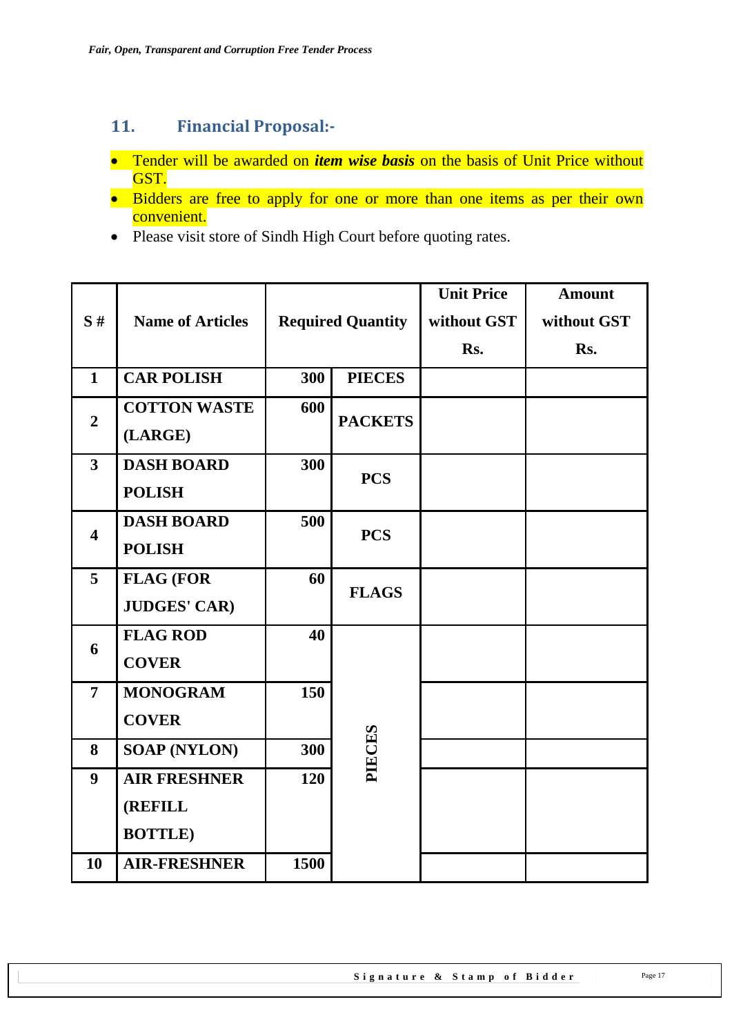## 11. Financial Proposal:-

- Tender will be awarded on ***item wise basis*** on the basis of Unit Price without GST.
- Bidders are free to apply for one or more than one items as per their own convenient.
- Please visit store of Sindh High Court before quoting rates.

| S # | Name of Articles | Required Quantity | | Unit Price without GST Rs. | Amount without GST Rs. |
|---|---|---|---|---|---|
| 1 | CAR POLISH | 300 | PIECES | | |
| 2 | COTTON WASTE (LARGE) | 600 | PACKETS | | |
| 3 | DASH BOARD POLISH | 300 | PCS | | |
| 4 | DASH BOARD POLISH | 500 | PCS | | |
| 5 | FLAG (FOR JUDGES' CAR) | 60 | FLAGS | | |
| 6 | FLAG ROD COVER | 40 | PIECES | | |
| 7 | MONOGRAM COVER | 150 | PIECES | | |
| 8 | SOAP (NYLON) | 300 | PIECES | | |
| 9 | AIR FRESHNER (REFILL BOTTLE) | 120 | PIECES | | |
| 10 | AIR-FRESHNER | 1500 | PIECES | | |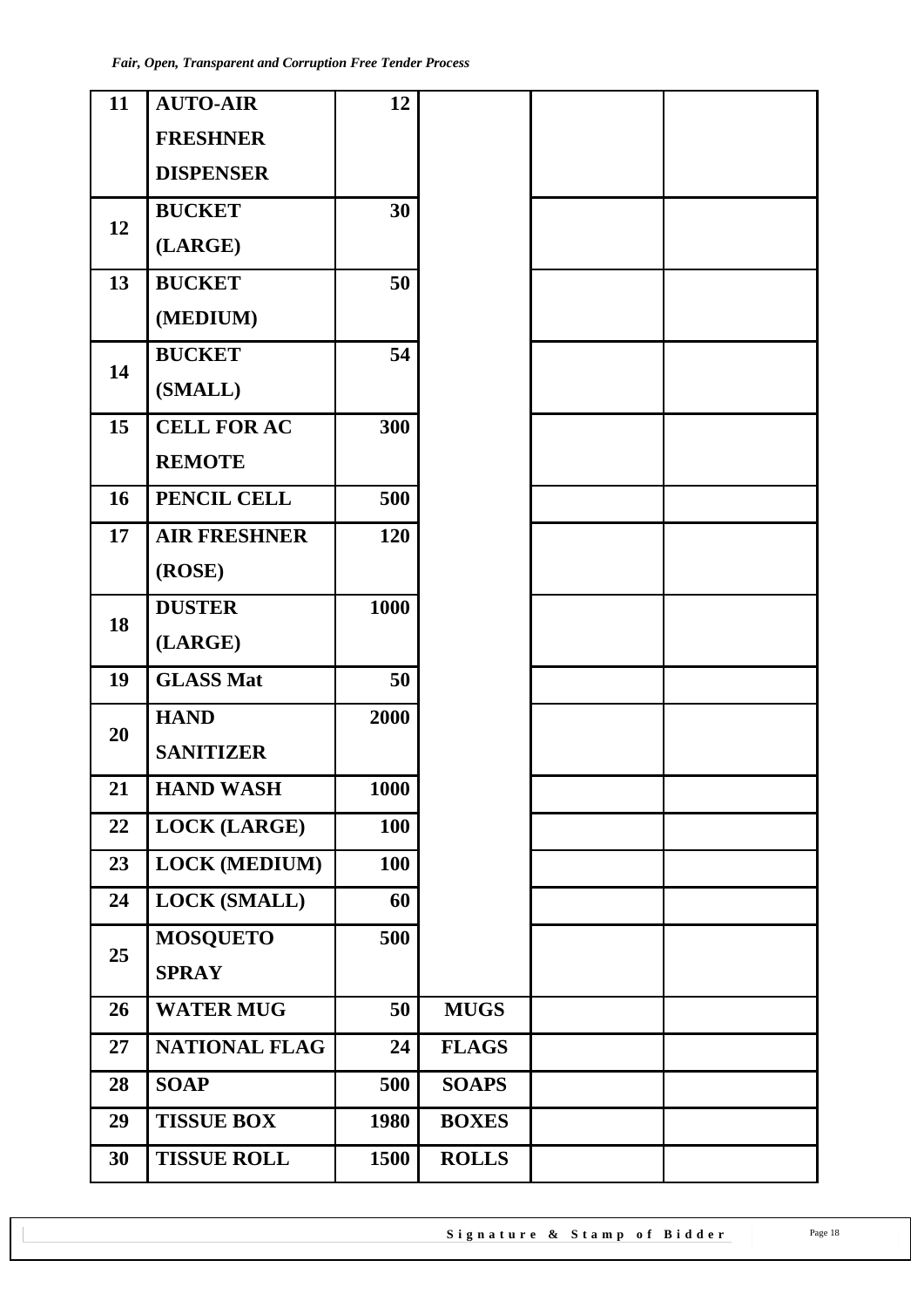| 11 | AUTO-AIR FRESHNER DISPENSER | 12 | | | |
|---|---|---|---|---|---|
| 12 | BUCKET (LARGE) | 30 | | | |
| 13 | BUCKET (MEDIUM) | 50 | | | |
| 14 | BUCKET (SMALL) | 54 | | | |
| 15 | CELL FOR AC REMOTE | 300 | | | |
| 16 | PENCIL CELL | 500 | | | |
| 17 | AIR FRESHNER (ROSE) | 120 | | | |
| 18 | DUSTER (LARGE) | 1000 | | | |
| 19 | GLASS Mat | 50 | | | |
| 20 | HAND SANITIZER | 2000 | | | |
| 21 | HAND WASH | 1000 | | | |
| 22 | LOCK (LARGE) | 100 | | | |
| 23 | LOCK (MEDIUM) | 100 | | | |
| 24 | LOCK (SMALL) | 60 | | | |
| 25 | MOSQUETO SPRAY | 500 | | | |
| 26 | WATER MUG | 50 | MUGS | | |
| 27 | NATIONAL FLAG | 24 | FLAGS | | |
| 28 | SOAP | 500 | SOAPS | | |
| 29 | TISSUE BOX | 1980 | BOXES | | |
| 30 | TISSUE ROLL | 1500 | ROLLS | | |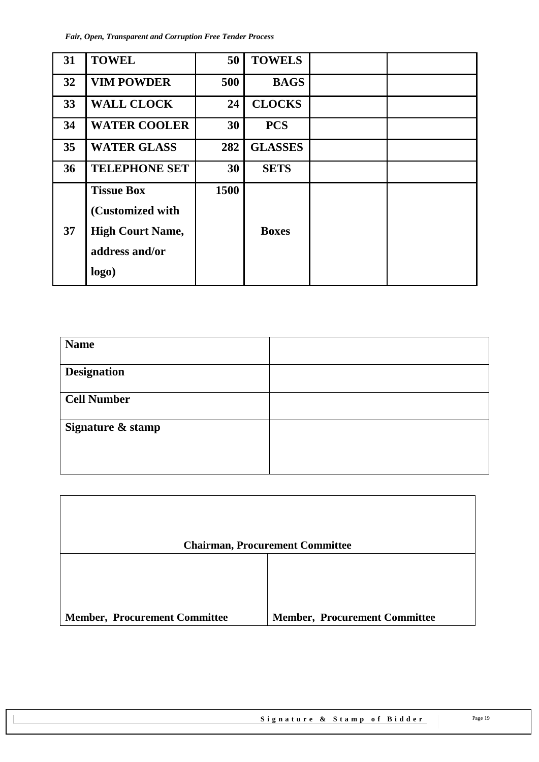| 31 | **TOWEL** | **50** | **TOWELS** | | |
|---|---|---|---|---|---|
| 32 | **VIM POWDER** | **500** | **BAGS** | | |
| 33 | **WALL CLOCK** | **24** | **CLOCKS** | | |
| 34 | **WATER COOLER** | **30** | **PCS** | | |
| 35 | **WATER GLASS** | **282** | **GLASSES** | | |
| 36 | **TELEPHONE SET** | **30** | **SETS** | | |
| 37 | **Tissue Box (Customized with High Court Name, address and/or logo)** | **1500** | **Boxes** | | |

| **Name** | |
|---|---|
| **Designation** | |
| **Cell Number** | |
| **Signature & stamp** | |

| **Chairman, Procurement Committee** | |
|---|---|
| **Member, Procurement Committee** | **Member, Procurement Committee** |

**Signature & Stamp of Bidder**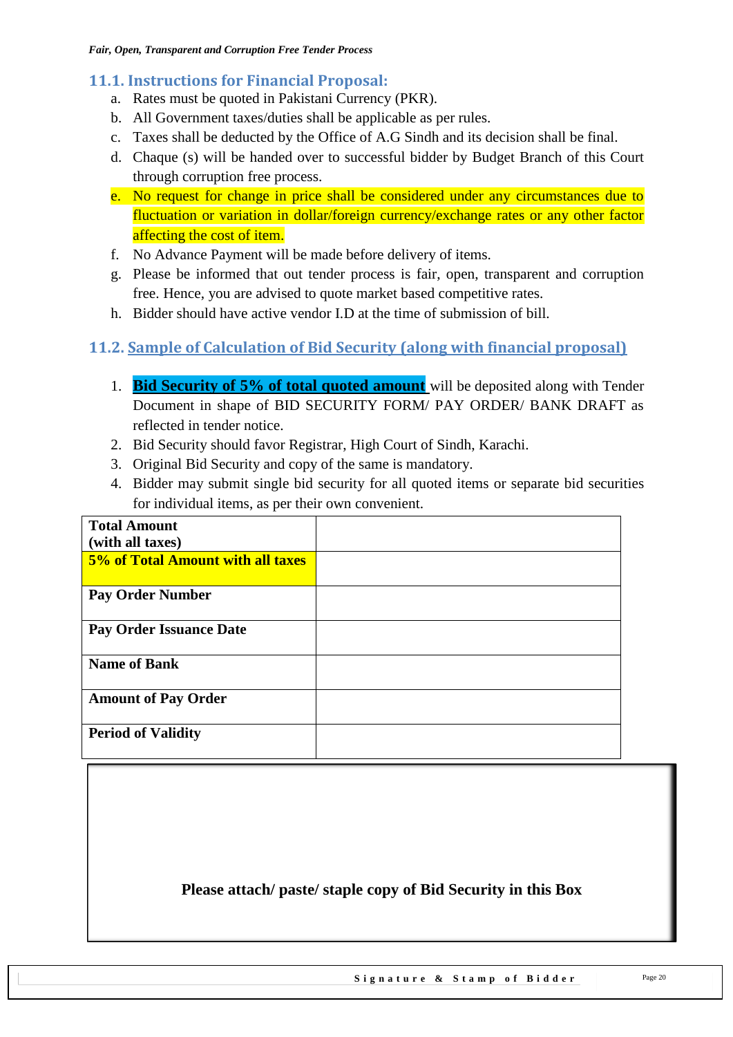## 11.1. Instructions for Financial Proposal:

a. Rates must be quoted in Pakistani Currency (PKR).
b. All Government taxes/duties shall be applicable as per rules.
c. Taxes shall be deducted by the Office of A.G Sindh and its decision shall be final.
d. Chaque (s) will be handed over to successful bidder by Budget Branch of this Court through corruption free process.
e. No request for change in price shall be considered under any circumstances due to fluctuation or variation in dollar/foreign currency/exchange rates or any other factor affecting the cost of item.
f. No Advance Payment will be made before delivery of items.
g. Please be informed that out tender process is fair, open, transparent and corruption free. Hence, you are advised to quote market based competitive rates.
h. Bidder should have active vendor I.D at the time of submission of bill.

## 11.2. Sample of Calculation of Bid Security (along with financial proposal)

1. **Bid Security of 5% of total quoted amount** will be deposited along with Tender Document in shape of BID SECURITY FORM/ PAY ORDER/ BANK DRAFT as reflected in tender notice.
2. Bid Security should favor Registrar, High Court of Sindh, Karachi.
3. Original Bid Security and copy of the same is mandatory.
4. Bidder may submit single bid security for all quoted items or separate bid securities for individual items, as per their own convenient.

| | |
|---|---|
| **Total Amount (with all taxes)** | |
| **5% of Total Amount with all taxes** | |
| **Pay Order Number** | |
| **Pay Order Issuance Date** | |
| **Name of Bank** | |
| **Amount of Pay Order** | |
| **Period of Validity** | |

**Please attach/ paste/ staple copy of Bid Security in this Box**

**Signature & Stamp of Bidder**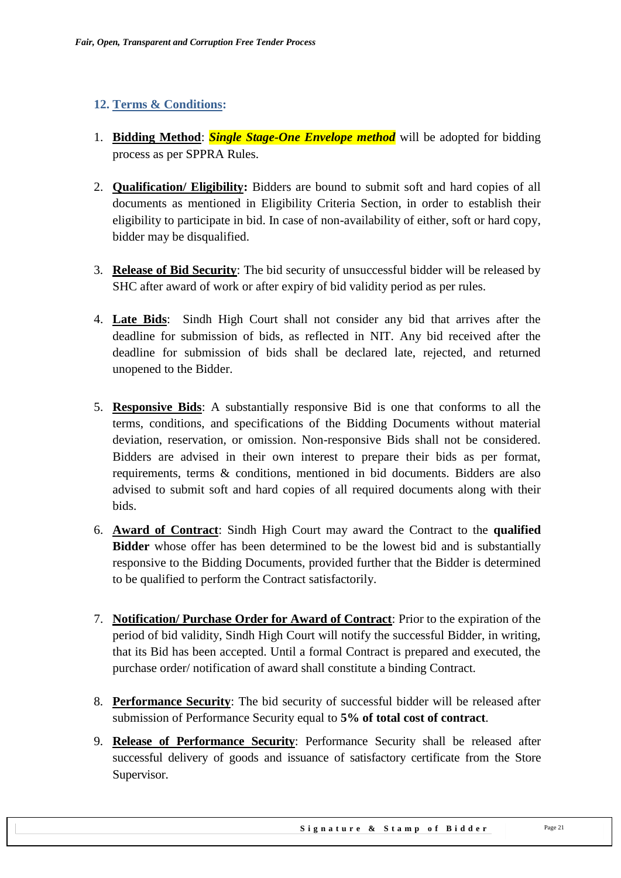## 12. Terms & Conditions:

1. **Bidding Method**: ***Single Stage-One Envelope method*** will be adopted for bidding process as per SPPRA Rules.

2. **Qualification/ Eligibility:** Bidders are bound to submit soft and hard copies of all documents as mentioned in Eligibility Criteria Section, in order to establish their eligibility to participate in bid. In case of non-availability of either, soft or hard copy, bidder may be disqualified.

3. **Release of Bid Security**: The bid security of unsuccessful bidder will be released by SHC after award of work or after expiry of bid validity period as per rules.

4. **Late Bids**: Sindh High Court shall not consider any bid that arrives after the deadline for submission of bids, as reflected in NIT. Any bid received after the deadline for submission of bids shall be declared late, rejected, and returned unopened to the Bidder.

5. **Responsive Bids**: A substantially responsive Bid is one that conforms to all the terms, conditions, and specifications of the Bidding Documents without material deviation, reservation, or omission. Non-responsive Bids shall not be considered. Bidders are advised in their own interest to prepare their bids as per format, requirements, terms & conditions, mentioned in bid documents. Bidders are also advised to submit soft and hard copies of all required documents along with their bids.

6. **Award of Contract**: Sindh High Court may award the Contract to the **qualified Bidder** whose offer has been determined to be the lowest bid and is substantially responsive to the Bidding Documents, provided further that the Bidder is determined to be qualified to perform the Contract satisfactorily.

7. **Notification/ Purchase Order for Award of Contract**: Prior to the expiration of the period of bid validity, Sindh High Court will notify the successful Bidder, in writing, that its Bid has been accepted. Until a formal Contract is prepared and executed, the purchase order/ notification of award shall constitute a binding Contract.

8. **Performance Security**: The bid security of successful bidder will be released after submission of Performance Security equal to **5% of total cost of contract**.

9. **Release of Performance Security**: Performance Security shall be released after successful delivery of goods and issuance of satisfactory certificate from the Store Supervisor.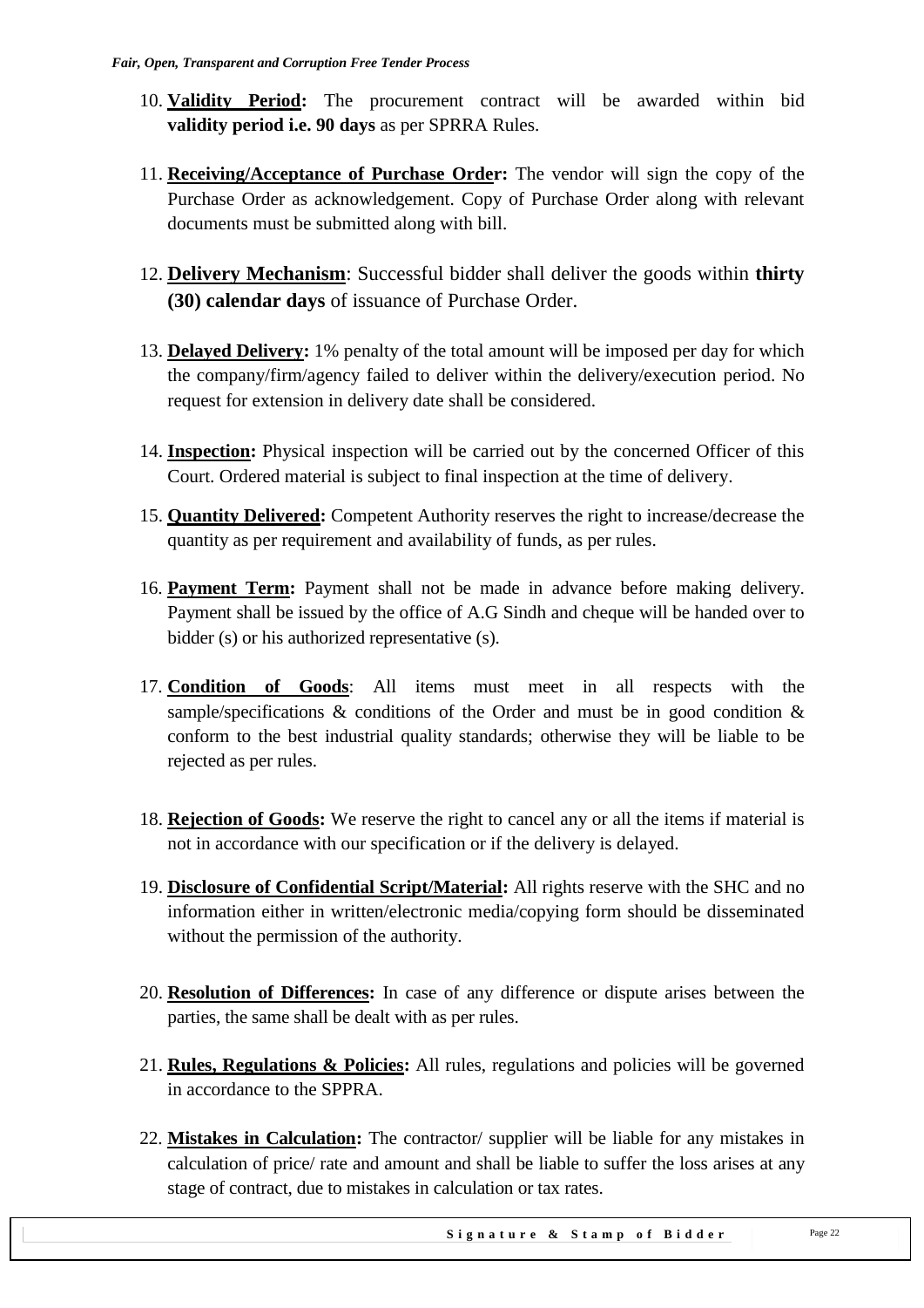10. **Validity Period:** The procurement contract will be awarded within bid **validity period i.e. 90 days** as per SPRRA Rules.

11. **Receiving/Acceptance of Purchase Order:** The vendor will sign the copy of the Purchase Order as acknowledgement. Copy of Purchase Order along with relevant documents must be submitted along with bill.

12. **Delivery Mechanism**: Successful bidder shall deliver the goods within **thirty (30) calendar days** of issuance of Purchase Order.

13. **Delayed Delivery:** 1% penalty of the total amount will be imposed per day for which the company/firm/agency failed to deliver within the delivery/execution period. No request for extension in delivery date shall be considered.

14. **Inspection:** Physical inspection will be carried out by the concerned Officer of this Court. Ordered material is subject to final inspection at the time of delivery.

15. **Quantity Delivered:** Competent Authority reserves the right to increase/decrease the quantity as per requirement and availability of funds, as per rules.

16. **Payment Term:** Payment shall not be made in advance before making delivery. Payment shall be issued by the office of A.G Sindh and cheque will be handed over to bidder (s) or his authorized representative (s).

17. **Condition of Goods**: All items must meet in all respects with the sample/specifications & conditions of the Order and must be in good condition & conform to the best industrial quality standards; otherwise they will be liable to be rejected as per rules.

18. **Rejection of Goods:** We reserve the right to cancel any or all the items if material is not in accordance with our specification or if the delivery is delayed.

19. **Disclosure of Confidential Script/Material:** All rights reserve with the SHC and no information either in written/electronic media/copying form should be disseminated without the permission of the authority.

20. **Resolution of Differences:** In case of any difference or dispute arises between the parties, the same shall be dealt with as per rules.

21. **Rules, Regulations & Policies:** All rules, regulations and policies will be governed in accordance to the SPPRA.

22. **Mistakes in Calculation:** The contractor/ supplier will be liable for any mistakes in calculation of price/ rate and amount and shall be liable to suffer the loss arises at any stage of contract, due to mistakes in calculation or tax rates.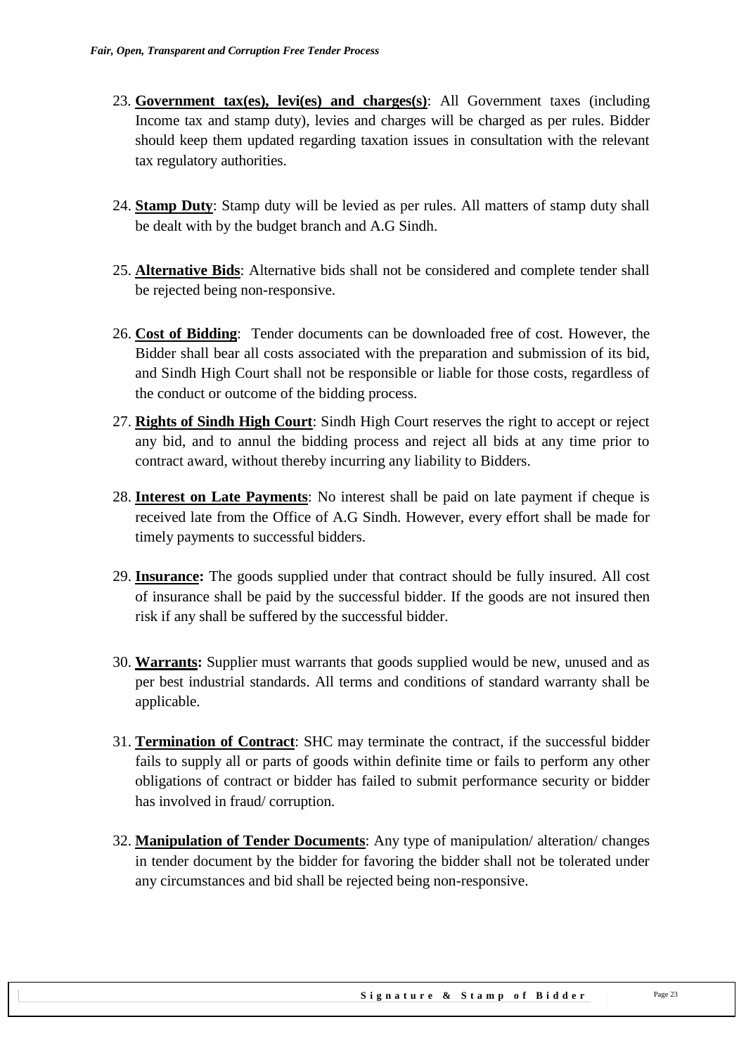23. **Government tax(es), levi(es) and charges(s)**: All Government taxes (including Income tax and stamp duty), levies and charges will be charged as per rules. Bidder should keep them updated regarding taxation issues in consultation with the relevant tax regulatory authorities.

24. **Stamp Duty**: Stamp duty will be levied as per rules. All matters of stamp duty shall be dealt with by the budget branch and A.G Sindh.

25. **Alternative Bids**: Alternative bids shall not be considered and complete tender shall be rejected being non-responsive.

26. **Cost of Bidding**: Tender documents can be downloaded free of cost. However, the Bidder shall bear all costs associated with the preparation and submission of its bid, and Sindh High Court shall not be responsible or liable for those costs, regardless of the conduct or outcome of the bidding process.

27. **Rights of Sindh High Court**: Sindh High Court reserves the right to accept or reject any bid, and to annul the bidding process and reject all bids at any time prior to contract award, without thereby incurring any liability to Bidders.

28. **Interest on Late Payments**: No interest shall be paid on late payment if cheque is received late from the Office of A.G Sindh. However, every effort shall be made for timely payments to successful bidders.

29. **Insurance:** The goods supplied under that contract should be fully insured. All cost of insurance shall be paid by the successful bidder. If the goods are not insured then risk if any shall be suffered by the successful bidder.

30. **Warrants:** Supplier must warrants that goods supplied would be new, unused and as per best industrial standards. All terms and conditions of standard warranty shall be applicable.

31. **Termination of Contract**: SHC may terminate the contract, if the successful bidder fails to supply all or parts of goods within definite time or fails to perform any other obligations of contract or bidder has failed to submit performance security or bidder has involved in fraud/ corruption.

32. **Manipulation of Tender Documents**: Any type of manipulation/ alteration/ changes in tender document by the bidder for favoring the bidder shall not be tolerated under any circumstances and bid shall be rejected being non-responsive.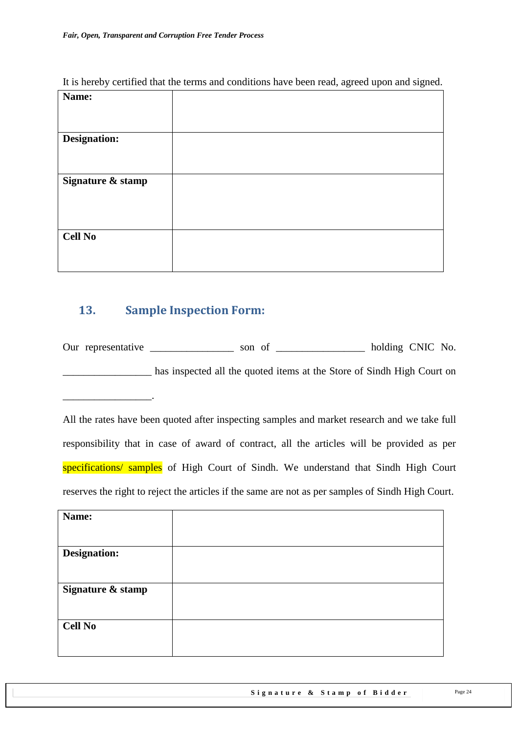It is hereby certified that the terms and conditions have been read, agreed upon and signed.

| **Name:** | |
|---|---|
| **Designation:** | |
| **Signature & stamp** | |
| **Cell No** | |

## 13. Sample Inspection Form:

Our representative ________________ son of _________________ holding CNIC No. _________________ has inspected all the quoted items at the Store of Sindh High Court on _________________.

All the rates have been quoted after inspecting samples and market research and we take full responsibility that in case of award of contract, all the articles will be provided as per specifications/ samples of High Court of Sindh. We understand that Sindh High Court reserves the right to reject the articles if the same are not as per samples of Sindh High Court.

| **Name:** | |
|---|---|
| **Designation:** | |
| **Signature & stamp** | |
| **Cell No** | |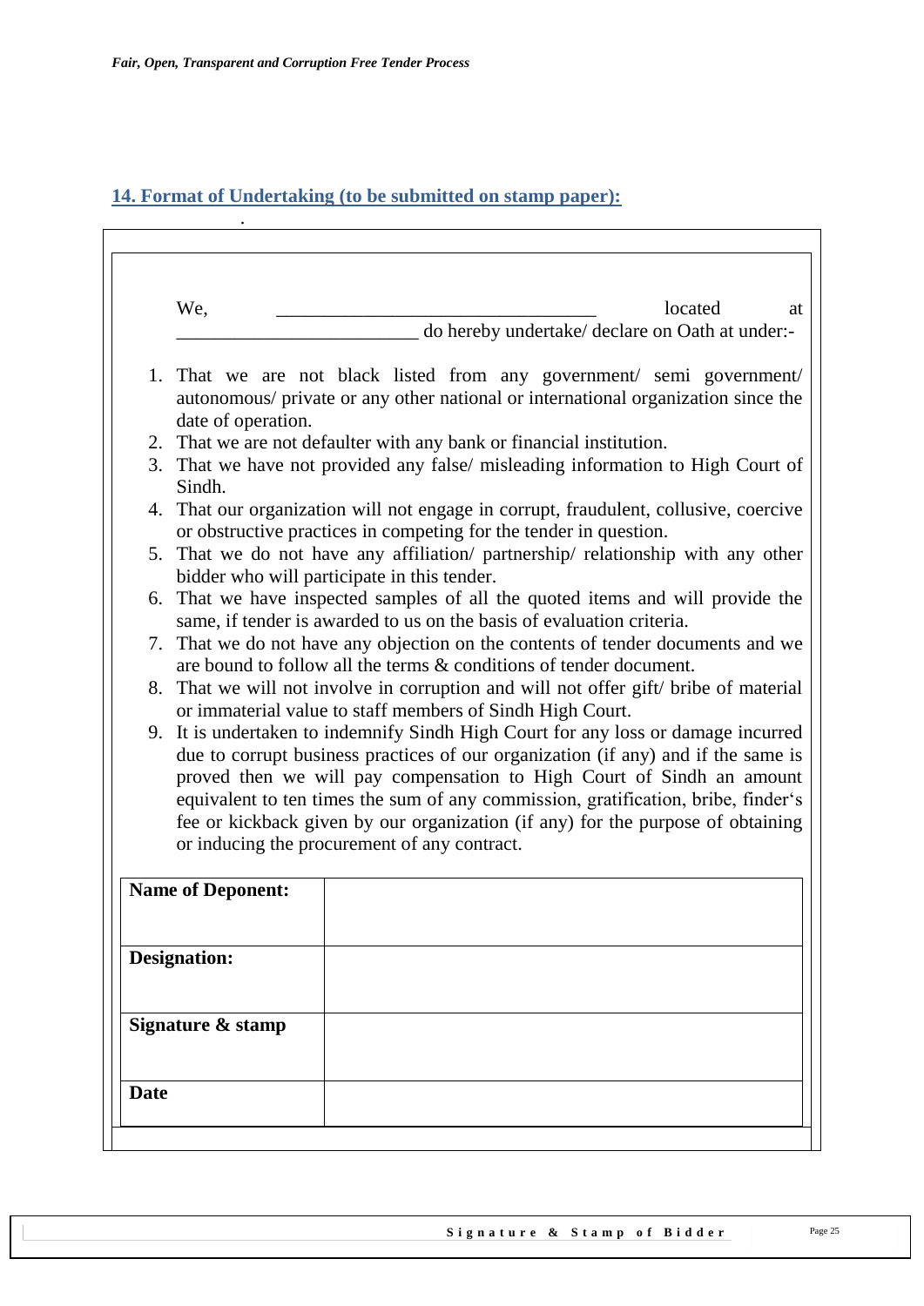## 14. Format of Undertaking (to be submitted on stamp paper):

We, ________________________________ located at ________________________ do hereby undertake/ declare on Oath at under:-

1. That we are not black listed from any government/ semi government/ autonomous/ private or any other national or international organization since the date of operation.
2. That we are not defaulter with any bank or financial institution.
3. That we have not provided any false/ misleading information to High Court of Sindh.
4. That our organization will not engage in corrupt, fraudulent, collusive, coercive or obstructive practices in competing for the tender in question.
5. That we do not have any affiliation/ partnership/ relationship with any other bidder who will participate in this tender.
6. That we have inspected samples of all the quoted items and will provide the same, if tender is awarded to us on the basis of evaluation criteria.
7. That we do not have any objection on the contents of tender documents and we are bound to follow all the terms & conditions of tender document.
8. That we will not involve in corruption and will not offer gift/ bribe of material or immaterial value to staff members of Sindh High Court.
9. It is undertaken to indemnify Sindh High Court for any loss or damage incurred due to corrupt business practices of our organization (if any) and if the same is proved then we will pay compensation to High Court of Sindh an amount equivalent to ten times the sum of any commission, gratification, bribe, finder's fee or kickback given by our organization (if any) for the purpose of obtaining or inducing the procurement of any contract.

| | |
|---|---|
| **Name of Deponent:** | |
| **Designation:** | |
| **Signature & stamp** | |
| **Date** | |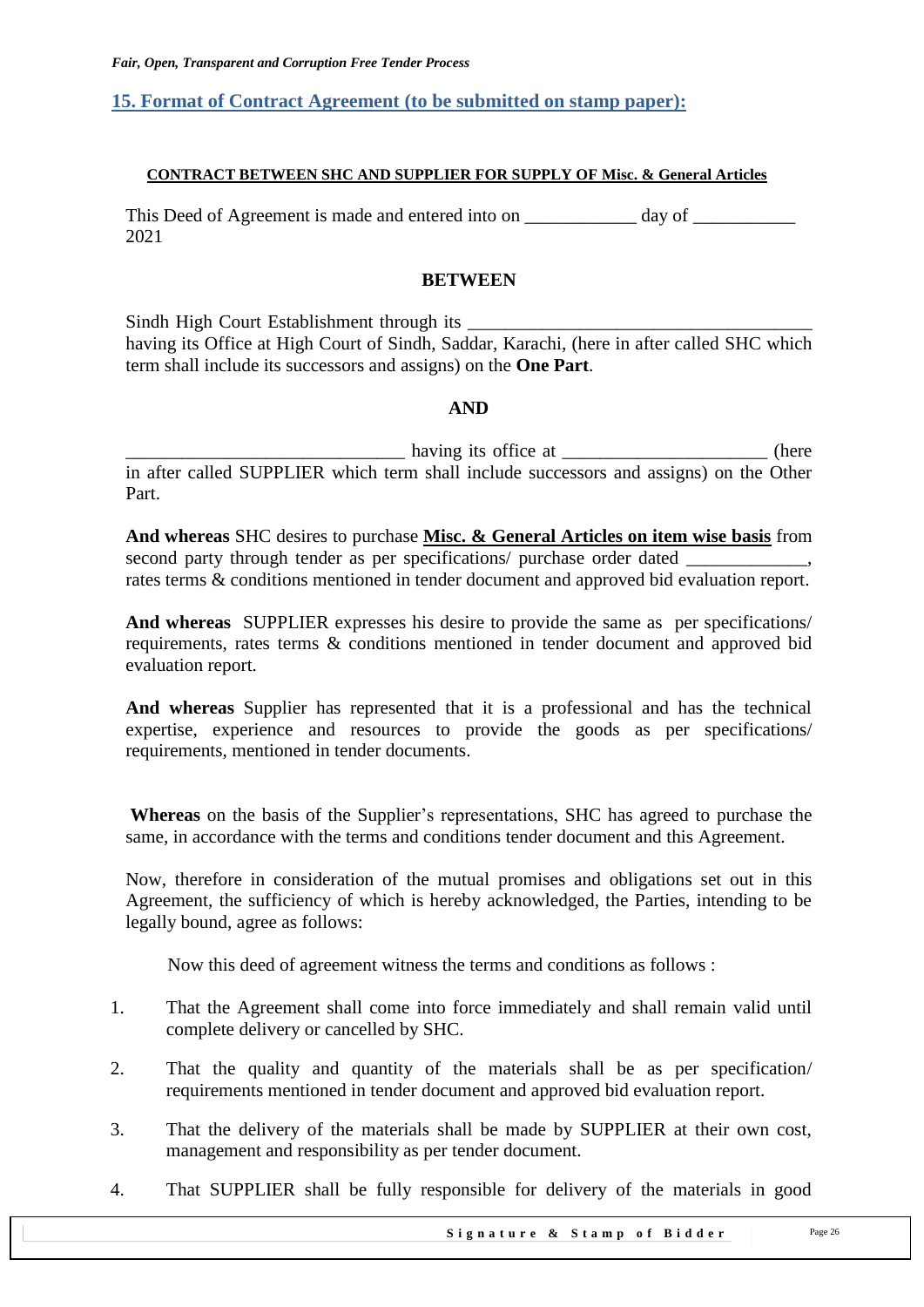## 15. Format of Contract Agreement (to be submitted on stamp paper):

**CONTRACT BETWEEN SHC AND SUPPLIER FOR SUPPLY OF Misc. & General Articles**

This Deed of Agreement is made and entered into on ____________ day of ___________ 2021

**BETWEEN**

Sindh High Court Establishment through its _____________________________________ having its Office at High Court of Sindh, Saddar, Karachi, (here in after called SHC which term shall include its successors and assigns) on the **One Part**.

**AND**

______________________________ having its office at _____________________ (here in after called SUPPLIER which term shall include successors and assigns) on the Other Part.

**And whereas** SHC desires to purchase **Misc. & General Articles on item wise basis** from second party through tender as per specifications/ purchase order dated _____________, rates terms & conditions mentioned in tender document and approved bid evaluation report.

**And whereas** SUPPLIER expresses his desire to provide the same as per specifications/ requirements, rates terms & conditions mentioned in tender document and approved bid evaluation report.

**And whereas** Supplier has represented that it is a professional and has the technical expertise, experience and resources to provide the goods as per specifications/ requirements, mentioned in tender documents.

**Whereas** on the basis of the Supplier's representations, SHC has agreed to purchase the same, in accordance with the terms and conditions tender document and this Agreement.

Now, therefore in consideration of the mutual promises and obligations set out in this Agreement, the sufficiency of which is hereby acknowledged, the Parties, intending to be legally bound, agree as follows:

Now this deed of agreement witness the terms and conditions as follows :

1. That the Agreement shall come into force immediately and shall remain valid until complete delivery or cancelled by SHC.
2. That the quality and quantity of the materials shall be as per specification/ requirements mentioned in tender document and approved bid evaluation report.
3. That the delivery of the materials shall be made by SUPPLIER at their own cost, management and responsibility as per tender document.
4. That SUPPLIER shall be fully responsible for delivery of the materials in good

**Signature & Stamp of Bidder**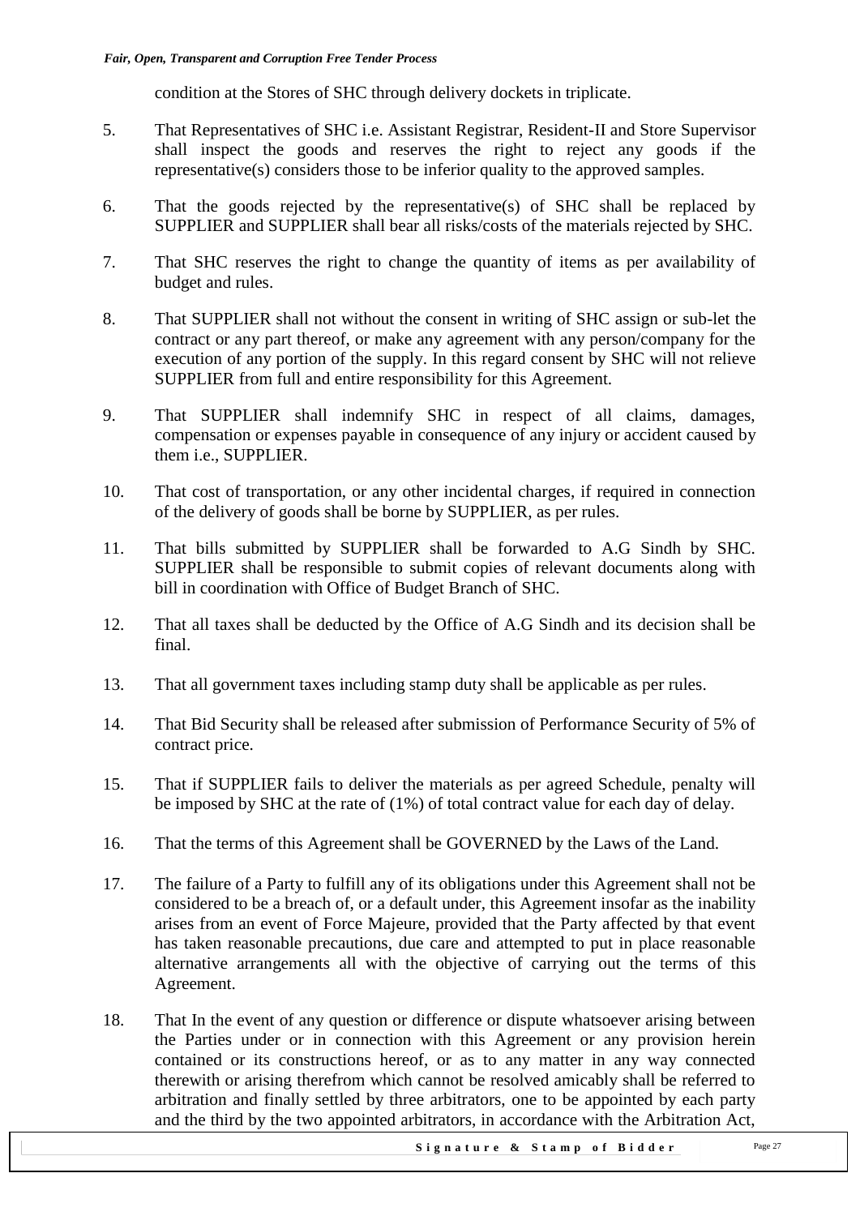condition at the Stores of SHC through delivery dockets in triplicate.

5. That Representatives of SHC i.e. Assistant Registrar, Resident-II and Store Supervisor shall inspect the goods and reserves the right to reject any goods if the representative(s) considers those to be inferior quality to the approved samples.

6. That the goods rejected by the representative(s) of SHC shall be replaced by SUPPLIER and SUPPLIER shall bear all risks/costs of the materials rejected by SHC.

7. That SHC reserves the right to change the quantity of items as per availability of budget and rules.

8. That SUPPLIER shall not without the consent in writing of SHC assign or sub-let the contract or any part thereof, or make any agreement with any person/company for the execution of any portion of the supply. In this regard consent by SHC will not relieve SUPPLIER from full and entire responsibility for this Agreement.

9. That SUPPLIER shall indemnify SHC in respect of all claims, damages, compensation or expenses payable in consequence of any injury or accident caused by them i.e., SUPPLIER.

10. That cost of transportation, or any other incidental charges, if required in connection of the delivery of goods shall be borne by SUPPLIER, as per rules.

11. That bills submitted by SUPPLIER shall be forwarded to A.G Sindh by SHC. SUPPLIER shall be responsible to submit copies of relevant documents along with bill in coordination with Office of Budget Branch of SHC.

12. That all taxes shall be deducted by the Office of A.G Sindh and its decision shall be final.

13. That all government taxes including stamp duty shall be applicable as per rules.

14. That Bid Security shall be released after submission of Performance Security of 5% of contract price.

15. That if SUPPLIER fails to deliver the materials as per agreed Schedule, penalty will be imposed by SHC at the rate of (1%) of total contract value for each day of delay.

16. That the terms of this Agreement shall be GOVERNED by the Laws of the Land.

17. The failure of a Party to fulfill any of its obligations under this Agreement shall not be considered to be a breach of, or a default under, this Agreement insofar as the inability arises from an event of Force Majeure, provided that the Party affected by that event has taken reasonable precautions, due care and attempted to put in place reasonable alternative arrangements all with the objective of carrying out the terms of this Agreement.

18. That In the event of any question or difference or dispute whatsoever arising between the Parties under or in connection with this Agreement or any provision herein contained or its constructions hereof, or as to any matter in any way connected therewith or arising therefrom which cannot be resolved amicably shall be referred to arbitration and finally settled by three arbitrators, one to be appointed by each party and the third by the two appointed arbitrators, in accordance with the Arbitration Act,

**Signature & Stamp of Bidder**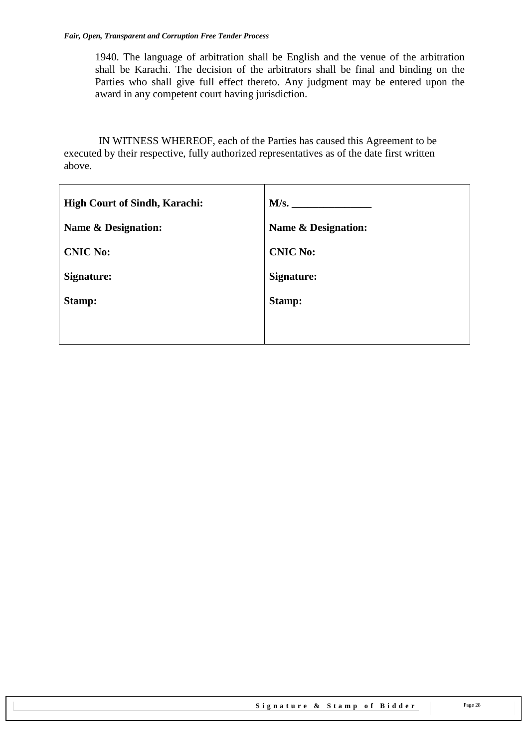1940. The language of arbitration shall be English and the venue of the arbitration shall be Karachi. The decision of the arbitrators shall be final and binding on the Parties who shall give full effect thereto. Any judgment may be entered upon the award in any competent court having jurisdiction.

IN WITNESS WHEREOF, each of the Parties has caused this Agreement to be executed by their respective, fully authorized representatives as of the date first written above.

| | |
|---|---|
| **High Court of Sindh, Karachi:** | **M/s. _______________** |
| **Name & Designation:** | **Name & Designation:** |
| **CNIC No:** | **CNIC No:** |
| **Signature:** | **Signature:** |
| **Stamp:** | **Stamp:** |

**Signature & Stamp of Bidder**